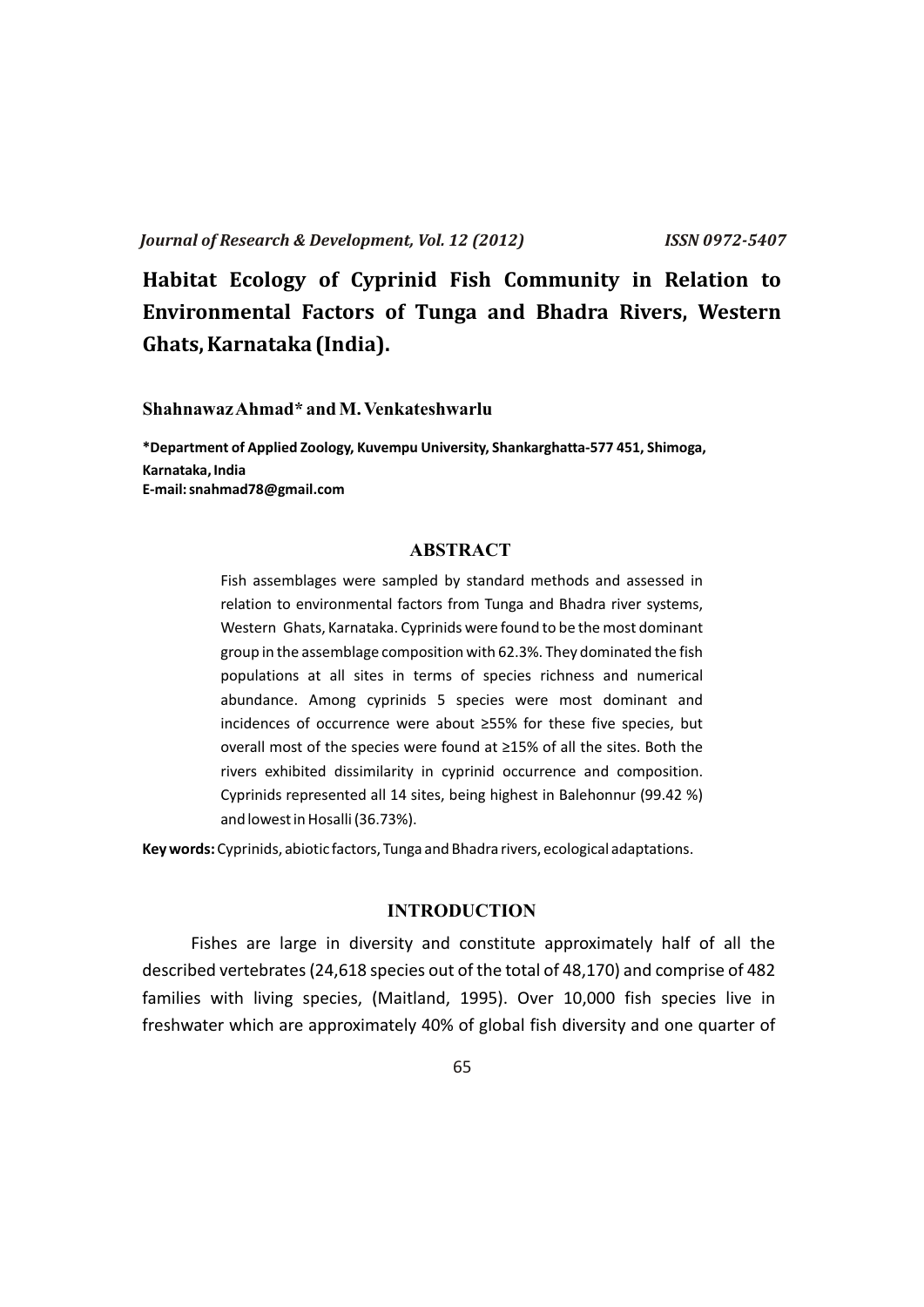*Journal of Research & Development, Vol. 12 (2012)* *ISSN 0972-5407*

# Habitat Ecology of Cyprinid Fish Community in Relation to Environmental Factors of Tunga and Bhadra Rivers, Western Ghats, Karnataka (India).

**Shahnawaz Ahmad* and M. Venkateshwarlu**

***Department of Applied Zoology, Kuvempu University, Shankarghatta-577 451, Shimoga, Karnataka, India**
**E-mail: snahmad78@gmail.com**

## ABSTRACT

Fish assemblages were sampled by standard methods and assessed in relation to environmental factors from Tunga and Bhadra river systems, Western Ghats, Karnataka. Cyprinids were found to be the most dominant group in the assemblage composition with 62.3%. They dominated the fish populations at all sites in terms of species richness and numerical abundance. Among cyprinids 5 species were most dominant and incidences of occurrence were about ≥55% for these five species, but overall most of the species were found at ≥15% of all the sites. Both the rivers exhibited dissimilarity in cyprinid occurrence and composition. Cyprinids represented all 14 sites, being highest in Balehonnur (99.42 %) and lowest in Hosalli (36.73%).

**Key words:** Cyprinids, abiotic factors, Tunga and Bhadra rivers, ecological adaptations.

## INTRODUCTION

Fishes are large in diversity and constitute approximately half of all the described vertebrates (24,618 species out of the total of 48,170) and comprise of 482 families with living species, (Maitland, 1995). Over 10,000 fish species live in freshwater which are approximately 40% of global fish diversity and one quarter of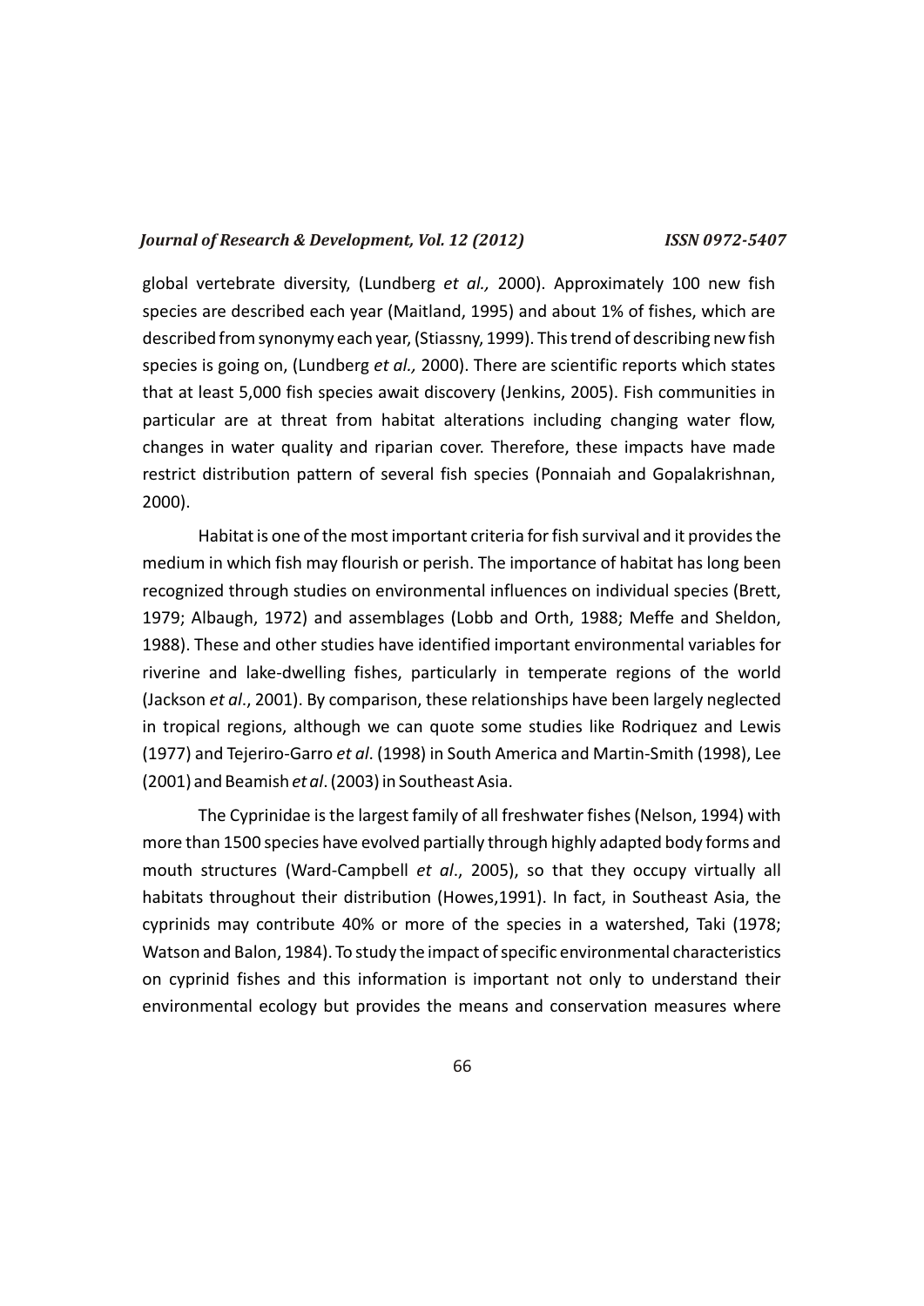global vertebrate diversity, (Lundberg *et al.,* 2000). Approximately 100 new fish species are described each year (Maitland, 1995) and about 1% of fishes, which are described from synonymy each year, (Stiassny, 1999). This trend of describing new fish species is going on, (Lundberg *et al.,* 2000). There are scientific reports which states that at least 5,000 fish species await discovery (Jenkins, 2005). Fish communities in particular are at threat from habitat alterations including changing water flow, changes in water quality and riparian cover. Therefore, these impacts have made restrict distribution pattern of several fish species (Ponnaiah and Gopalakrishnan, 2000).

Habitat is one of the most important criteria for fish survival and it provides the medium in which fish may flourish or perish. The importance of habitat has long been recognized through studies on environmental influences on individual species (Brett, 1979; Albaugh, 1972) and assemblages (Lobb and Orth, 1988; Meffe and Sheldon, 1988). These and other studies have identified important environmental variables for riverine and lake-dwelling fishes, particularly in temperate regions of the world (Jackson *et al*., 2001). By comparison, these relationships have been largely neglected in tropical regions, although we can quote some studies like Rodriquez and Lewis (1977) and Tejeriro-Garro *et al*. (1998) in South America and Martin-Smith (1998), Lee (2001) and Beamish *et al*. (2003) in Southeast Asia.

The Cyprinidae is the largest family of all freshwater fishes (Nelson, 1994) with more than 1500 species have evolved partially through highly adapted body forms and mouth structures (Ward-Campbell *et al*., 2005), so that they occupy virtually all habitats throughout their distribution (Howes,1991). In fact, in Southeast Asia, the cyprinids may contribute 40% or more of the species in a watershed, Taki (1978; Watson and Balon, 1984). To study the impact of specific environmental characteristics on cyprinid fishes and this information is important not only to understand their environmental ecology but provides the means and conservation measures where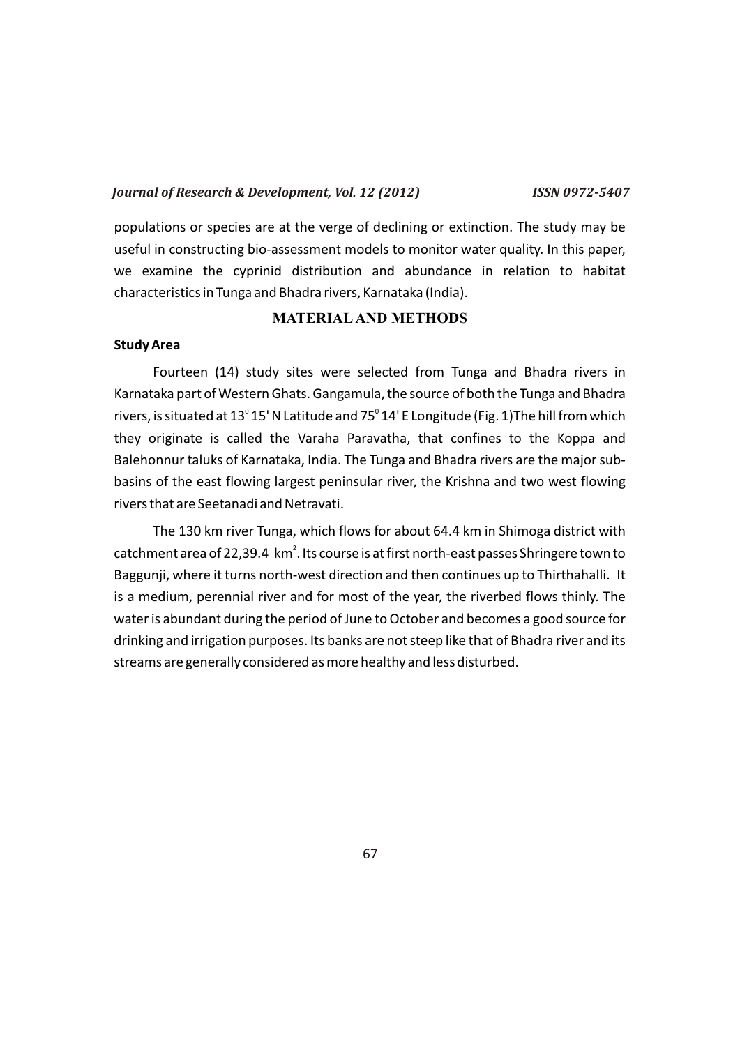populations or species are at the verge of declining or extinction. The study may be useful in constructing bio-assessment models to monitor water quality. In this paper, we examine the cyprinid distribution and abundance in relation to habitat characteristics in Tunga and Bhadra rivers, Karnataka (India).

## MATERIAL AND METHODS

### Study Area

Fourteen (14) study sites were selected from Tunga and Bhadra rivers in Karnataka part of Western Ghats. Gangamula, the source of both the Tunga and Bhadra rivers, is situated at $13^0$ 15' N Latitude and $75^0$ 14' E Longitude (Fig. 1)The hill from which they originate is called the Varaha Paravatha, that confines to the Koppa and Balehonnur taluks of Karnataka, India. The Tunga and Bhadra rivers are the major sub-basins of the east flowing largest peninsular river, the Krishna and two west flowing rivers that are Seetanadi and Netravati.

The 130 km river Tunga, which flows for about 64.4 km in Shimoga district with catchment area of 22,39.4 $km^2$. Its course is at first north-east passes Shringere town to Baggunji, where it turns north-west direction and then continues up to Thirthahalli. It is a medium, perennial river and for most of the year, the riverbed flows thinly. The water is abundant during the period of June to October and becomes a good source for drinking and irrigation purposes. Its banks are not steep like that of Bhadra river and its streams are generally considered as more healthy and less disturbed.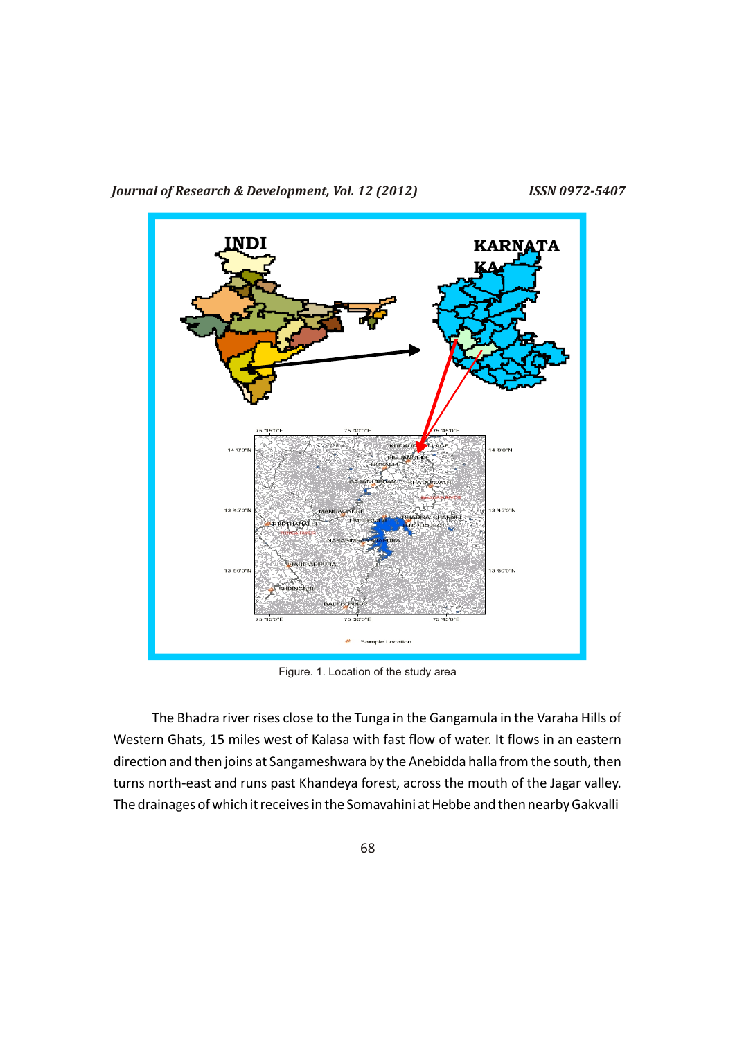Figure. 1. Location of the study area

The Bhadra river rises close to the Tunga in the Gangamula in the Varaha Hills of Western Ghats, 15 miles west of Kalasa with fast flow of water. It flows in an eastern direction and then joins at Sangameshwara by the Anebidda halla from the south, then turns north-east and runs past Khandeya forest, across the mouth of the Jagar valley. The drainages of which it receives in the Somavahini at Hebbe and then nearby Gakvalli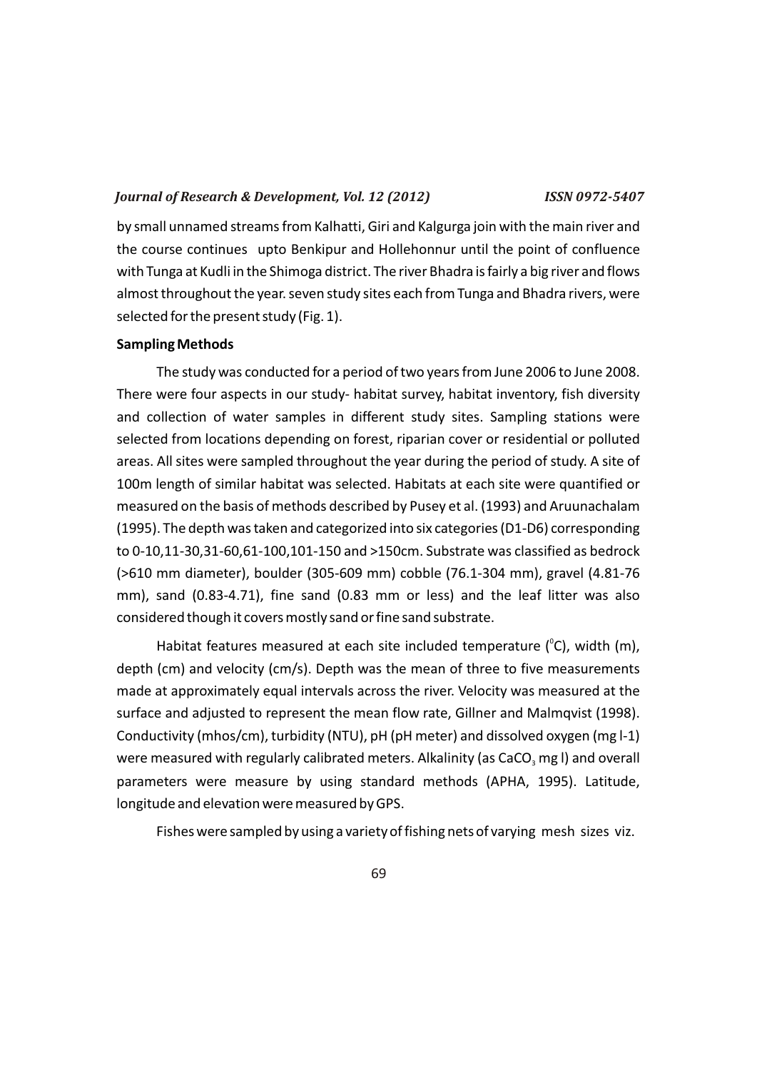by small unnamed streams from Kalhatti, Giri and Kalgurga join with the main river and the course continues upto Benkipur and Hollehonnur until the point of confluence with Tunga at Kudli in the Shimoga district. The river Bhadra is fairly a big river and flows almost throughout the year. seven study sites each from Tunga and Bhadra rivers, were selected for the present study (Fig. 1).

**Sampling Methods**

The study was conducted for a period of two years from June 2006 to June 2008. There were four aspects in our study- habitat survey, habitat inventory, fish diversity and collection of water samples in different study sites. Sampling stations were selected from locations depending on forest, riparian cover or residential or polluted areas. All sites were sampled throughout the year during the period of study. A site of 100m length of similar habitat was selected. Habitats at each site were quantified or measured on the basis of methods described by Pusey et al. (1993) and Aruunachalam (1995). The depth was taken and categorized into six categories (D1-D6) corresponding to 0-10,11-30,31-60,61-100,101-150 and >150cm. Substrate was classified as bedrock (>610 mm diameter), boulder (305-609 mm) cobble (76.1-304 mm), gravel (4.81-76 mm), sand (0.83-4.71), fine sand (0.83 mm or less) and the leaf litter was also considered though it covers mostly sand or fine sand substrate.

Habitat features measured at each site included temperature ($^0$C), width (m), depth (cm) and velocity (cm/s). Depth was the mean of three to five measurements made at approximately equal intervals across the river. Velocity was measured at the surface and adjusted to represent the mean flow rate, Gillner and Malmqvist (1998). Conductivity (mhos/cm), turbidity (NTU), pH (pH meter) and dissolved oxygen (mg l-1) were measured with regularly calibrated meters. Alkalinity (as $CaCO_3$ mg l) and overall parameters were measure by using standard methods (APHA, 1995). Latitude, longitude and elevation were measured by GPS.

Fishes were sampled by using a variety of fishing nets of varying mesh sizes viz.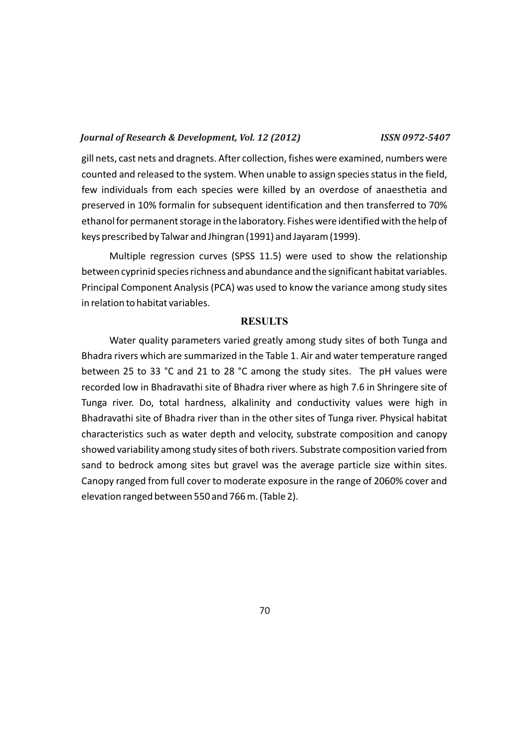gill nets, cast nets and dragnets. After collection, fishes were examined, numbers were counted and released to the system. When unable to assign species status in the field, few individuals from each species were killed by an overdose of anaesthetia and preserved in 10% formalin for subsequent identification and then transferred to 70% ethanol for permanent storage in the laboratory. Fishes were identified with the help of keys prescribed by Talwar and Jhingran (1991) and Jayaram (1999).

Multiple regression curves (SPSS 11.5) were used to show the relationship between cyprinid species richness and abundance and the significant habitat variables. Principal Component Analysis (PCA) was used to know the variance among study sites in relation to habitat variables.

## RESULTS

Water quality parameters varied greatly among study sites of both Tunga and Bhadra rivers which are summarized in the Table 1. Air and water temperature ranged between 25 to 33 °C and 21 to 28 °C among the study sites. The pH values were recorded low in Bhadravathi site of Bhadra river where as high 7.6 in Shringere site of Tunga river. Do, total hardness, alkalinity and conductivity values were high in Bhadravathi site of Bhadra river than in the other sites of Tunga river. Physical habitat characteristics such as water depth and velocity, substrate composition and canopy showed variability among study sites of both rivers. Substrate composition varied from sand to bedrock among sites but gravel was the average particle size within sites. Canopy ranged from full cover to moderate exposure in the range of 2060% cover and elevation ranged between 550 and 766 m. (Table 2).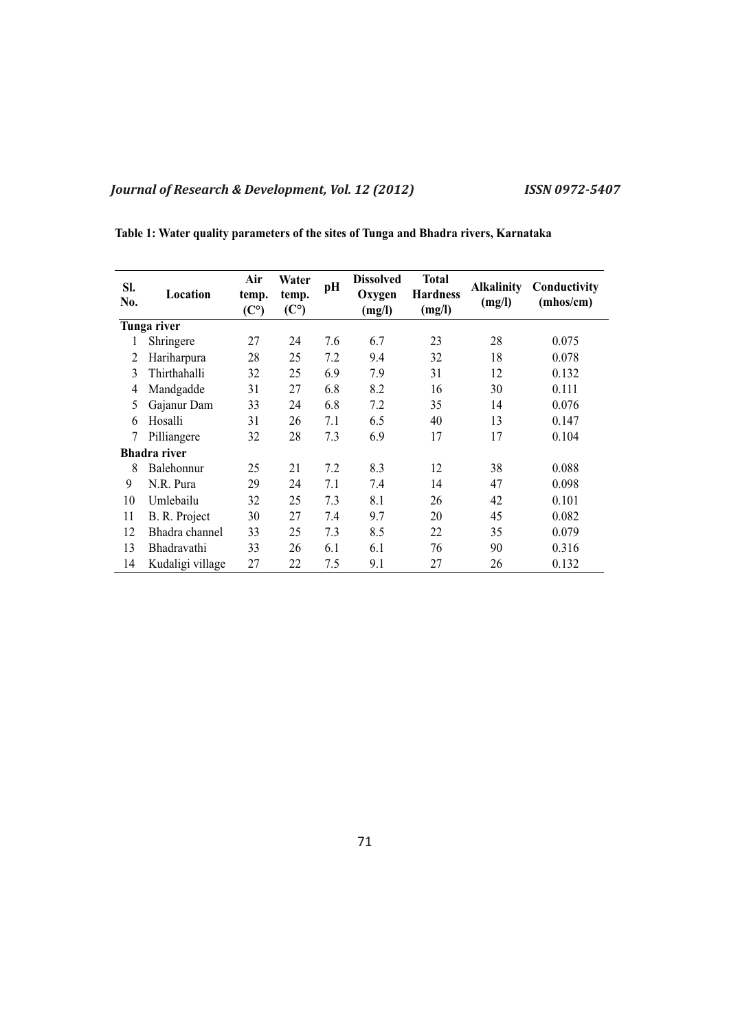**Table 1: Water quality parameters of the sites of Tunga and Bhadra rivers, Karnataka**

| Sl. No. | Location | Air temp. (C°) | Water temp. (C°) | pH | Dissolved Oxygen (mg/l) | Total Hardness (mg/l) | Alkalinity (mg/l) | Conductivity (mhos/cm) |
|---|---|---|---|---|---|---|---|---|
| **Tunga river** | | | | | | | | |
| 1 | Shringere | 27 | 24 | 7.6 | 6.7 | 23 | 28 | 0.075 |
| 2 | Hariharpura | 28 | 25 | 7.2 | 9.4 | 32 | 18 | 0.078 |
| 3 | Thirthahalli | 32 | 25 | 6.9 | 7.9 | 31 | 12 | 0.132 |
| 4 | Mandgadde | 31 | 27 | 6.8 | 8.2 | 16 | 30 | 0.111 |
| 5 | Gajanur Dam | 33 | 24 | 6.8 | 7.2 | 35 | 14 | 0.076 |
| 6 | Hosalli | 31 | 26 | 7.1 | 6.5 | 40 | 13 | 0.147 |
| 7 | Pilliangere | 32 | 28 | 7.3 | 6.9 | 17 | 17 | 0.104 |
| **Bhadra river** | | | | | | | | |
| 8 | Balehonnur | 25 | 21 | 7.2 | 8.3 | 12 | 38 | 0.088 |
| 9 | N.R. Pura | 29 | 24 | 7.1 | 7.4 | 14 | 47 | 0.098 |
| 10 | Umlebailu | 32 | 25 | 7.3 | 8.1 | 26 | 42 | 0.101 |
| 11 | B. R. Project | 30 | 27 | 7.4 | 9.7 | 20 | 45 | 0.082 |
| 12 | Bhadra channel | 33 | 25 | 7.3 | 8.5 | 22 | 35 | 0.079 |
| 13 | Bhadravathi | 33 | 26 | 6.1 | 6.1 | 76 | 90 | 0.316 |
| 14 | Kudaligi village | 27 | 22 | 7.5 | 9.1 | 27 | 26 | 0.132 |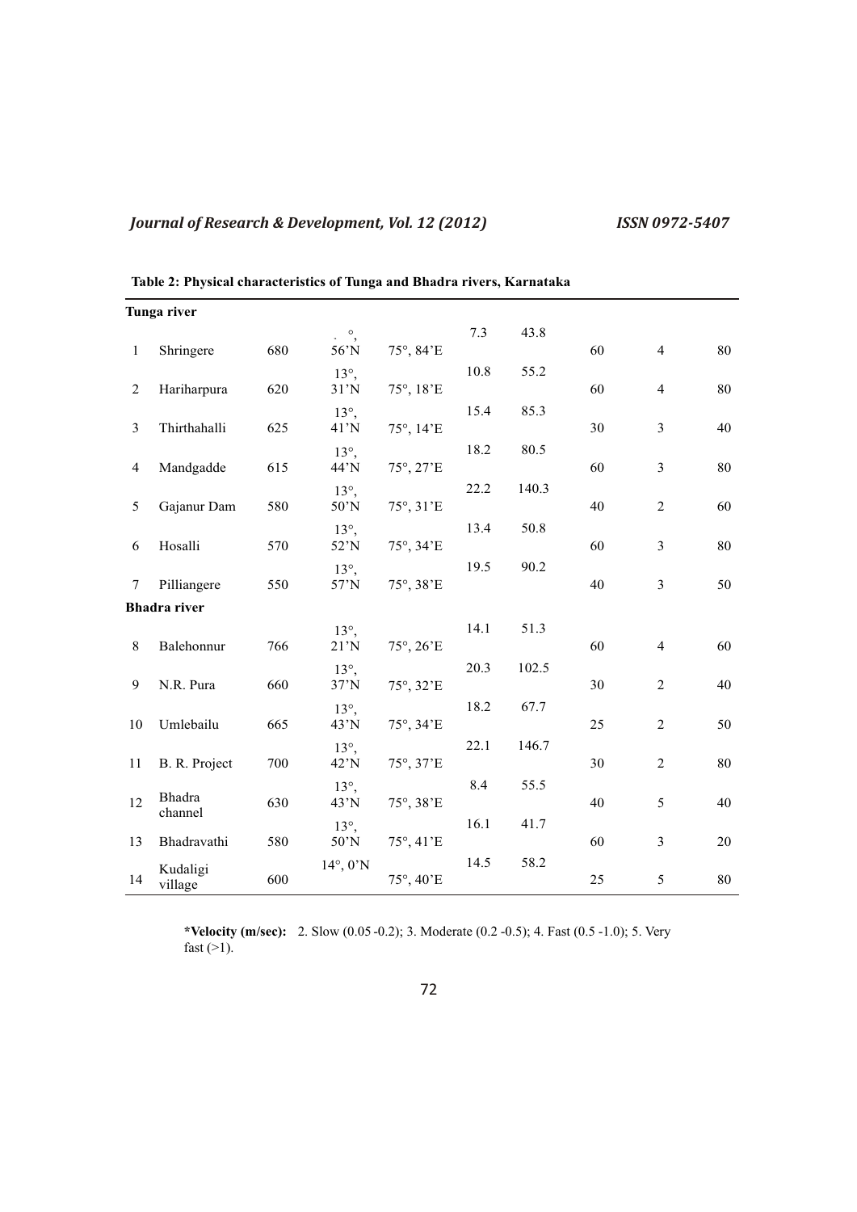**Table 2: Physical characteristics of Tunga and Bhadra rivers, Karnataka**

| | | | | | | | | | |
|---|---|---|---|---|---|---|---|---|---|
| **Tunga river** | | | | | | | | | |
| 1 | Shringere | 680 | . °, 56'N | 75°, 84'E | 7.3 | 43.8 | 60 | 4 | 80 |
| 2 | Hariharpura | 620 | 13°, 31'N | 75°, 18'E | 10.8 | 55.2 | 60 | 4 | 80 |
| 3 | Thirthahalli | 625 | 13°, 41'N | 75°, 14'E | 15.4 | 85.3 | 30 | 3 | 40 |
| 4 | Mandgadde | 615 | 13°, 44'N | 75°, 27'E | 18.2 | 80.5 | 60 | 3 | 80 |
| 5 | Gajanur Dam | 580 | 13°, 50'N | 75°, 31'E | 22.2 | 140.3 | 40 | 2 | 60 |
| 6 | Hosalli | 570 | 13°, 52'N | 75°, 34'E | 13.4 | 50.8 | 60 | 3 | 80 |
| 7 | Pilliangere | 550 | 13°, 57'N | 75°, 38'E | 19.5 | 90.2 | 40 | 3 | 50 |
| **Bhadra river** | | | | | | | | | |
| 8 | Balehonnur | 766 | 13°, 21'N | 75°, 26'E | 14.1 | 51.3 | 60 | 4 | 60 |
| 9 | N.R. Pura | 660 | 13°, 37'N | 75°, 32'E | 20.3 | 102.5 | 30 | 2 | 40 |
| 10 | Umlebailu | 665 | 13°, 43'N | 75°, 34'E | 18.2 | 67.7 | 25 | 2 | 50 |
| 11 | B. R. Project | 700 | 13°, 42'N | 75°, 37'E | 22.1 | 146.7 | 30 | 2 | 80 |
| 12 | Bhadra channel | 630 | 13°, 43'N | 75°, 38'E | 8.4 | 55.5 | 40 | 5 | 40 |
| 13 | Bhadravathi | 580 | 13°, 50'N | 75°, 41'E | 16.1 | 41.7 | 60 | 3 | 20 |
| 14 | Kudaligi village | 600 | 14°, 0'N | 75°, 40'E | 14.5 | 58.2 | 25 | 5 | 80 |

**\*Velocity (m/sec):** 2. Slow (0.05 -0.2); 3. Moderate (0.2 -0.5); 4. Fast (0.5 -1.0); 5. Very fast (>1).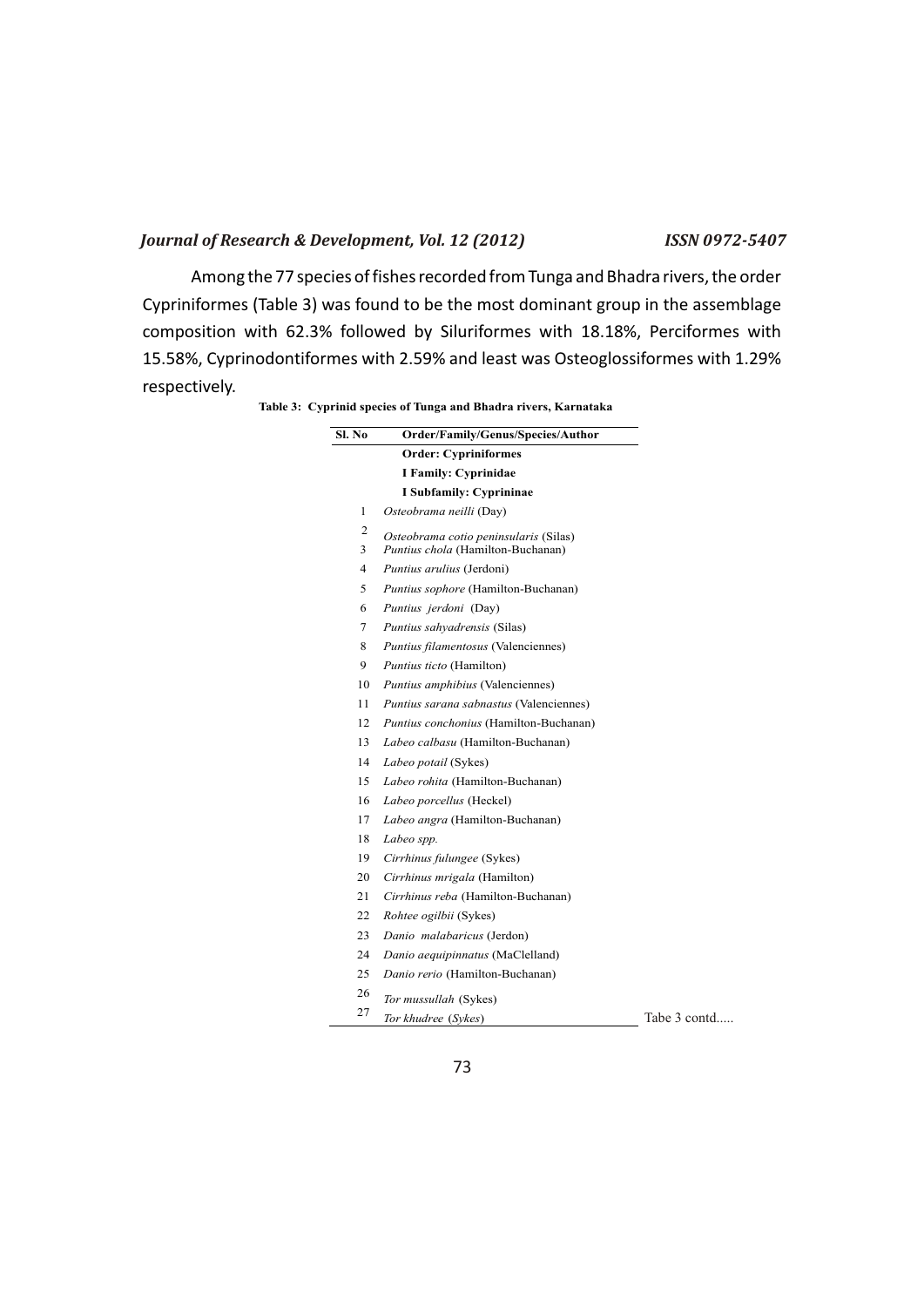Among the 77 species of fishes recorded from Tunga and Bhadra rivers, the order Cypriniformes (Table 3) was found to be the most dominant group in the assemblage composition with 62.3% followed by Siluriformes with 18.18%, Perciformes with 15.58%, Cyprinodontiformes with 2.59% and least was Osteoglossiformes with 1.29% respectively.

**Table 3: Cyprinid species of Tunga and Bhadra rivers, Karnataka**

| Sl. No | Order/Family/Genus/Species/Author |
|---|---|
| | **Order: Cypriniformes** |
| | **I Family: Cyprinidae** |
| | **I Subfamily: Cyprininae** |
| 1 | *Osteobrama neilli* (Day) |
| 2 | *Osteobrama cotio peninsularis* (Silas) |
| 3 | *Puntius chola* (Hamilton-Buchanan) |
| 4 | *Puntius arulius* (Jerdoni) |
| 5 | *Puntius sophore* (Hamilton-Buchanan) |
| 6 | *Puntius jerdoni* (Day) |
| 7 | *Puntius sahyadrensis* (Silas) |
| 8 | *Puntius filamentosus* (Valenciennes) |
| 9 | *Puntius ticto* (Hamilton) |
| 10 | *Puntius amphibius* (Valenciennes) |
| 11 | *Puntius sarana sabnastus* (Valenciennes) |
| 12 | *Puntius conchonius* (Hamilton-Buchanan) |
| 13 | *Labeo calbasu* (Hamilton-Buchanan) |
| 14 | *Labeo potail* (Sykes) |
| 15 | *Labeo rohita* (Hamilton-Buchanan) |
| 16 | *Labeo porcellus* (Heckel) |
| 17 | *Labeo angra* (Hamilton-Buchanan) |
| 18 | *Labeo spp.* |
| 19 | *Cirrhinus fulungee* (Sykes) |
| 20 | *Cirrhinus mrigala* (Hamilton) |
| 21 | *Cirrhinus reba* (Hamilton-Buchanan) |
| 22 | *Rohtee ogilbii* (Sykes) |
| 23 | *Danio malabaricus* (Jerdon) |
| 24 | *Danio aequipinnatus* (MaClelland) |
| 25 | *Danio rerio* (Hamilton-Buchanan) |
| 26 | *Tor mussullah* (Sykes) |
| 27 | *Tor khudree* (*Sykes*) |

Tabe 3 contd.....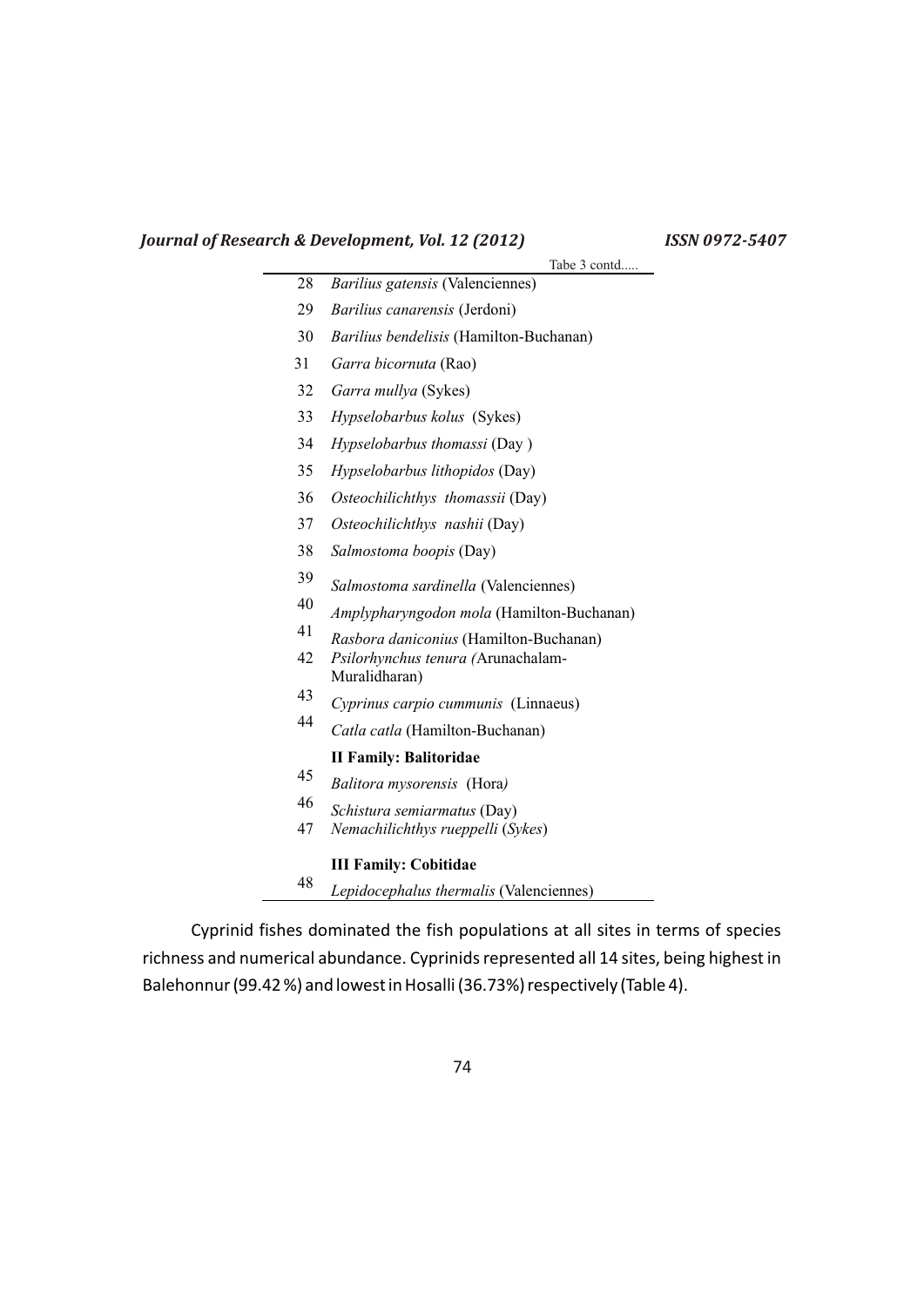Tabe 3 contd.....

| | |
|---|---|
| 28 | *Barilius gatensis* (Valenciennes) |
| 29 | *Barilius canarensis* (Jerdoni) |
| 30 | *Barilius bendelisis* (Hamilton-Buchanan) |
| 31 | *Garra bicornuta* (Rao) |
| 32 | *Garra mullya* (Sykes) |
| 33 | *Hypselobarbus kolus* (Sykes) |
| 34 | *Hypselobarbus thomassi* (Day ) |
| 35 | *Hypselobarbus lithopidos* (Day) |
| 36 | *Osteochilichthys thomassii* (Day) |
| 37 | *Osteochilichthys nashii* (Day) |
| 38 | *Salmostoma boopis* (Day) |
| 39 | *Salmostoma sardinella* (Valenciennes) |
| 40 | *Amplypharyngodon mola* (Hamilton-Buchanan) |
| 41 | *Rasbora daniconius* (Hamilton-Buchanan) |
| 42 | *Psilorhynchus tenura (*Arunachalam-Muralidharan) |
| 43 | *Cyprinus carpio cummunis* (Linnaeus) |
| 44 | *Catla catla* (Hamilton-Buchanan) |
| | **II Family: Balitoridae** |
| 45 | *Balitora mysorensis* (Hora*)* |
| 46 | *Schistura semiarmatus* (Day) |
| 47 | *Nemachilichthys rueppelli* (*Sykes*) |
| | **III Family: Cobitidae** |
| 48 | *Lepidocephalus thermalis* (Valenciennes) |

Cyprinid fishes dominated the fish populations at all sites in terms of species richness and numerical abundance. Cyprinids represented all 14 sites, being highest in Balehonnur (99.42 %) and lowest in Hosalli (36.73%) respectively (Table 4).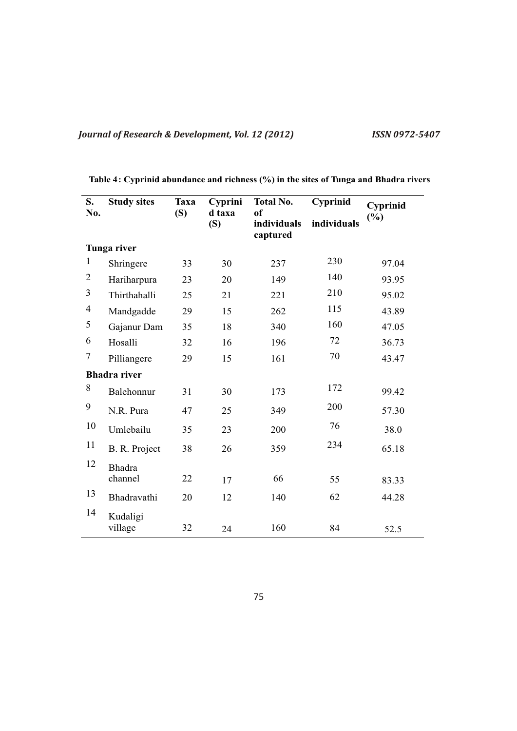**Table 4: Cyprinid abundance and richness (%) in the sites of Tunga and Bhadra rivers**

| S. No. | Study sites | Taxa (S) | Cyprinid taxa (S) | Total No. of individuals captured | Cyprinid individuals | Cyprinid (%) |
|---|---|---|---|---|---|---|
| **Tunga river** | | | | | | |
| 1 | Shringere | 33 | 30 | 237 | 230 | 97.04 |
| 2 | Hariharpura | 23 | 20 | 149 | 140 | 93.95 |
| 3 | Thirthahalli | 25 | 21 | 221 | 210 | 95.02 |
| 4 | Mandgadde | 29 | 15 | 262 | 115 | 43.89 |
| 5 | Gajanur Dam | 35 | 18 | 340 | 160 | 47.05 |
| 6 | Hosalli | 32 | 16 | 196 | 72 | 36.73 |
| 7 | Pilliangere | 29 | 15 | 161 | 70 | 43.47 |
| **Bhadra river** | | | | | | |
| 8 | Balehonnur | 31 | 30 | 173 | 172 | 99.42 |
| 9 | N.R. Pura | 47 | 25 | 349 | 200 | 57.30 |
| 10 | Umlebailu | 35 | 23 | 200 | 76 | 38.0 |
| 11 | B. R. Project | 38 | 26 | 359 | 234 | 65.18 |
| 12 | Bhadra channel | 22 | 17 | 66 | 55 | 83.33 |
| 13 | Bhadravathi | 20 | 12 | 140 | 62 | 44.28 |
| 14 | Kudaligi village | 32 | 24 | 160 | 84 | 52.5 |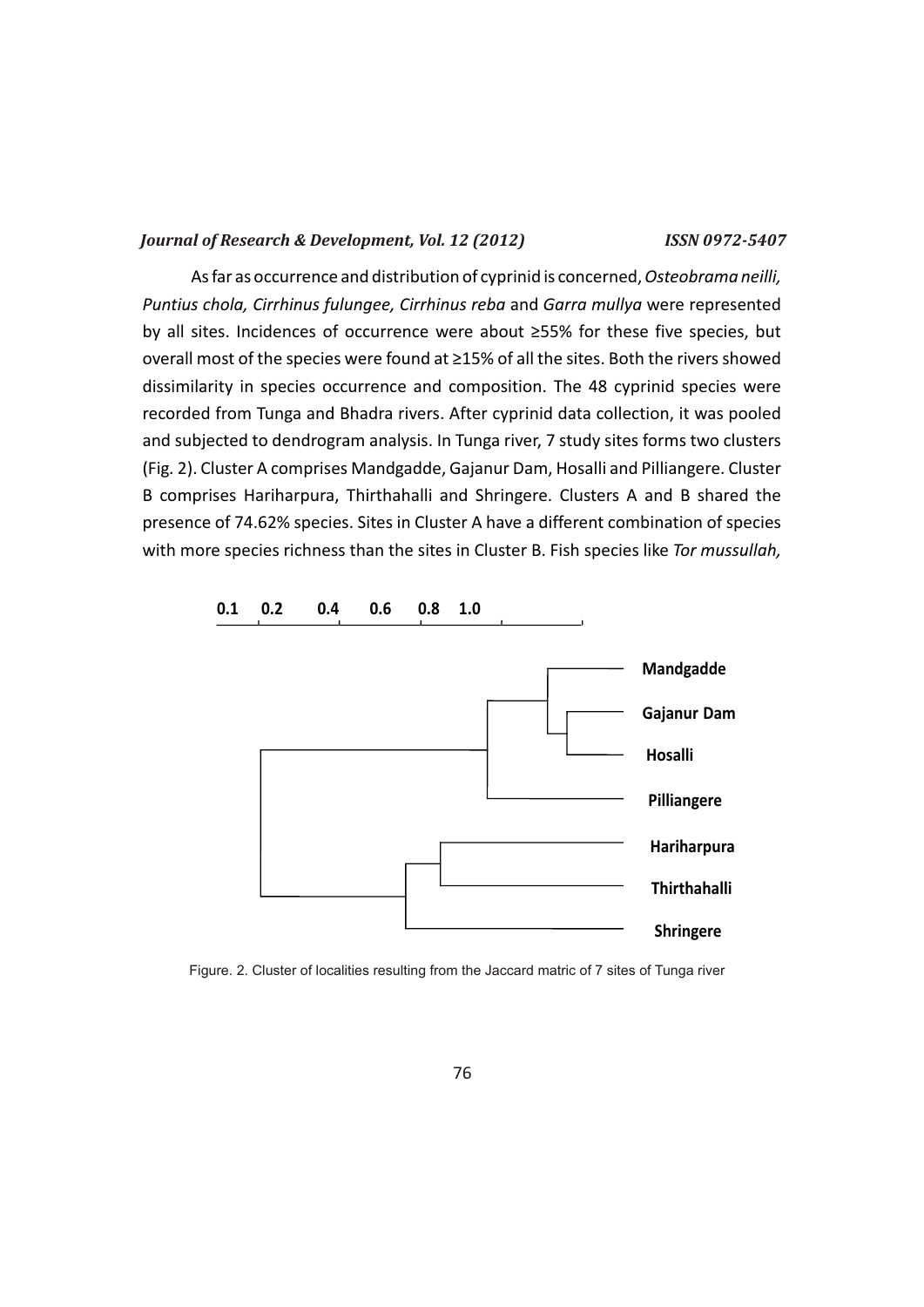As far as occurrence and distribution of cyprinid is concerned, *Osteobrama neilli, Puntius chola, Cirrhinus fulungee, Cirrhinus reba* and *Garra mullya* were represented by all sites. Incidences of occurrence were about ≥55% for these five species, but overall most of the species were found at ≥15% of all the sites. Both the rivers showed dissimilarity in species occurrence and composition. The 48 cyprinid species were recorded from Tunga and Bhadra rivers. After cyprinid data collection, it was pooled and subjected to dendrogram analysis. In Tunga river, 7 study sites forms two clusters (Fig. 2). Cluster A comprises Mandgadde, Gajanur Dam, Hosalli and Pilliangere. Cluster B comprises Hariharpura, Thirthahalli and Shringere. Clusters A and B shared the presence of 74.62% species. Sites in Cluster A have a different combination of species with more species richness than the sites in Cluster B. Fish species like *Tor mussullah,*

Figure. 2. Cluster of localities resulting from the Jaccard matric of 7 sites of Tunga river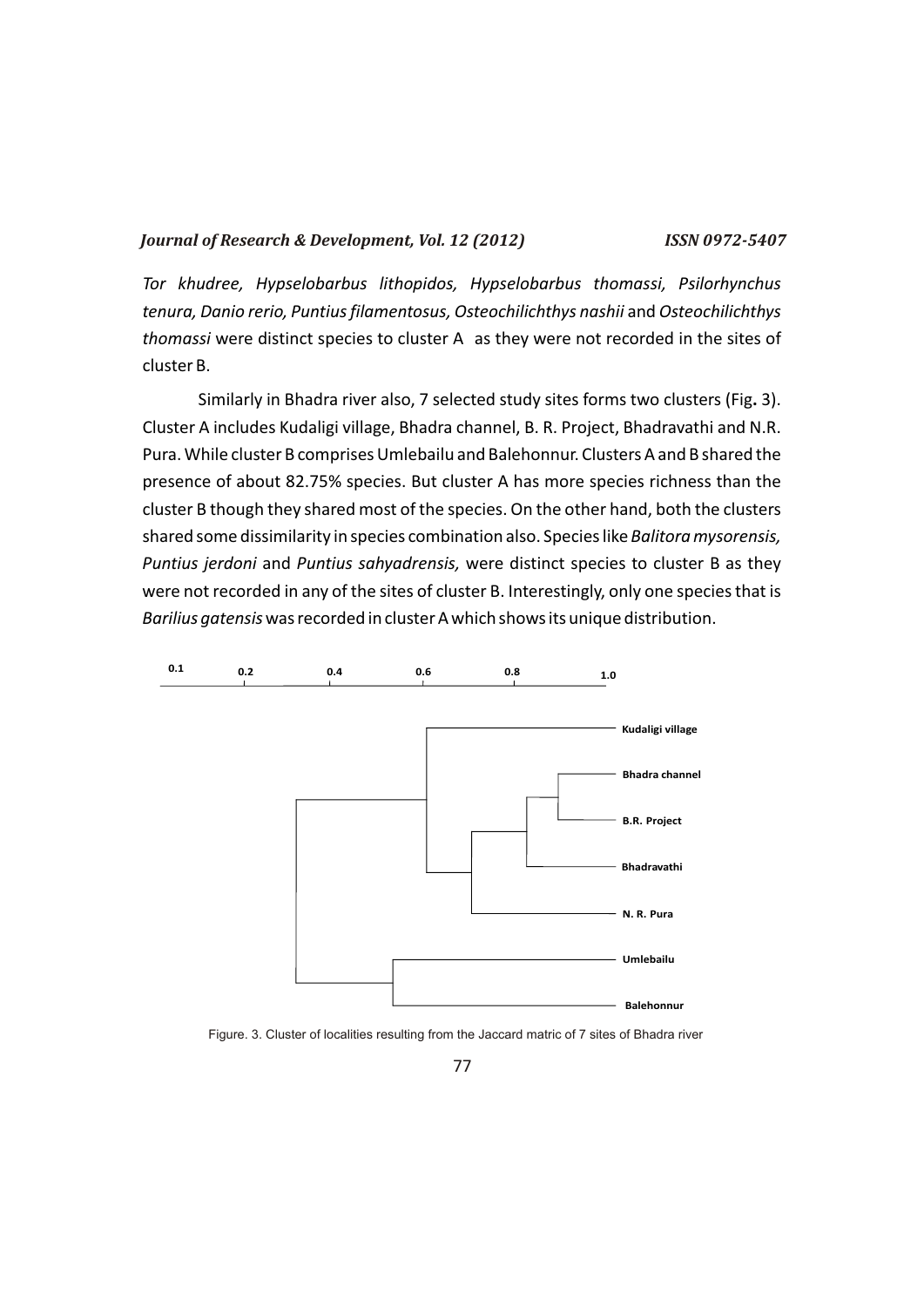*Tor khudree, Hypselobarbus lithopidos, Hypselobarbus thomassi, Psilorhynchus tenura, Danio rerio, Puntius filamentosus, Osteochilichthys nashii* and *Osteochilichthys thomassi* were distinct species to cluster A as they were not recorded in the sites of cluster B.

Similarly in Bhadra river also, 7 selected study sites forms two clusters (Fig. 3). Cluster A includes Kudaligi village, Bhadra channel, B. R. Project, Bhadravathi and N.R. Pura. While cluster B comprises Umlebailu and Balehonnur. Clusters A and B shared the presence of about 82.75% species. But cluster A has more species richness than the cluster B though they shared most of the species. On the other hand, both the clusters shared some dissimilarity in species combination also. Species like *Balitora mysorensis, Puntius jerdoni* and *Puntius sahyadrensis,* were distinct species to cluster B as they were not recorded in any of the sites of cluster B. Interestingly, only one species that is *Barilius gatensis* was recorded in cluster A which shows its unique distribution.

Figure. 3. Cluster of localities resulting from the Jaccard matric of 7 sites of Bhadra river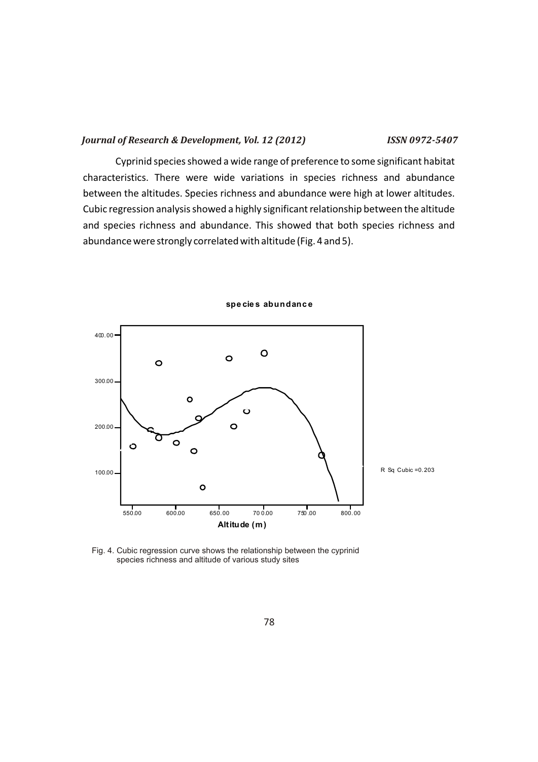Cyprinid species showed a wide range of preference to some significant habitat characteristics. There were wide variations in species richness and abundance between the altitudes. Species richness and abundance were high at lower altitudes. Cubic regression analysis showed a highly significant relationship between the altitude and species richness and abundance. This showed that both species richness and abundance were strongly correlated with altitude (Fig. 4 and 5).

Fig. 4. Cubic regression curve shows the relationship between the cyprinid species richness and altitude of various study sites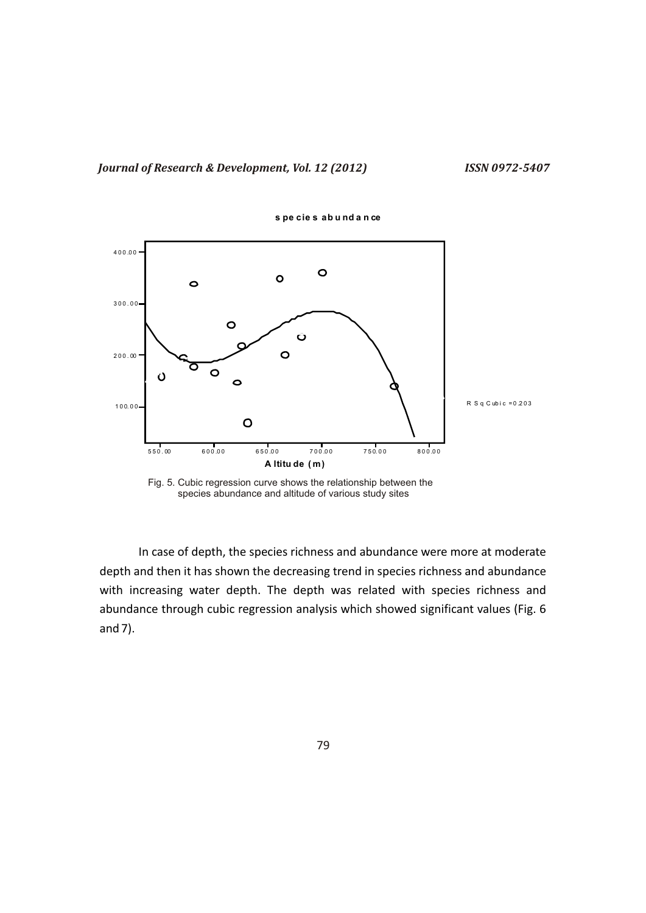species abundance

400.00

300.00

200.00

100.00

550.00 600.00 650.00 700.00 750.00 800.00

Altitude (m)

R Sq Cubic =0.203

Fig. 5. Cubic regression curve shows the relationship between the species abundance and altitude of various study sites

In case of depth, the species richness and abundance were more at moderate depth and then it has shown the decreasing trend in species richness and abundance with increasing water depth. The depth was related with species richness and abundance through cubic regression analysis which showed significant values (Fig. 6 and 7).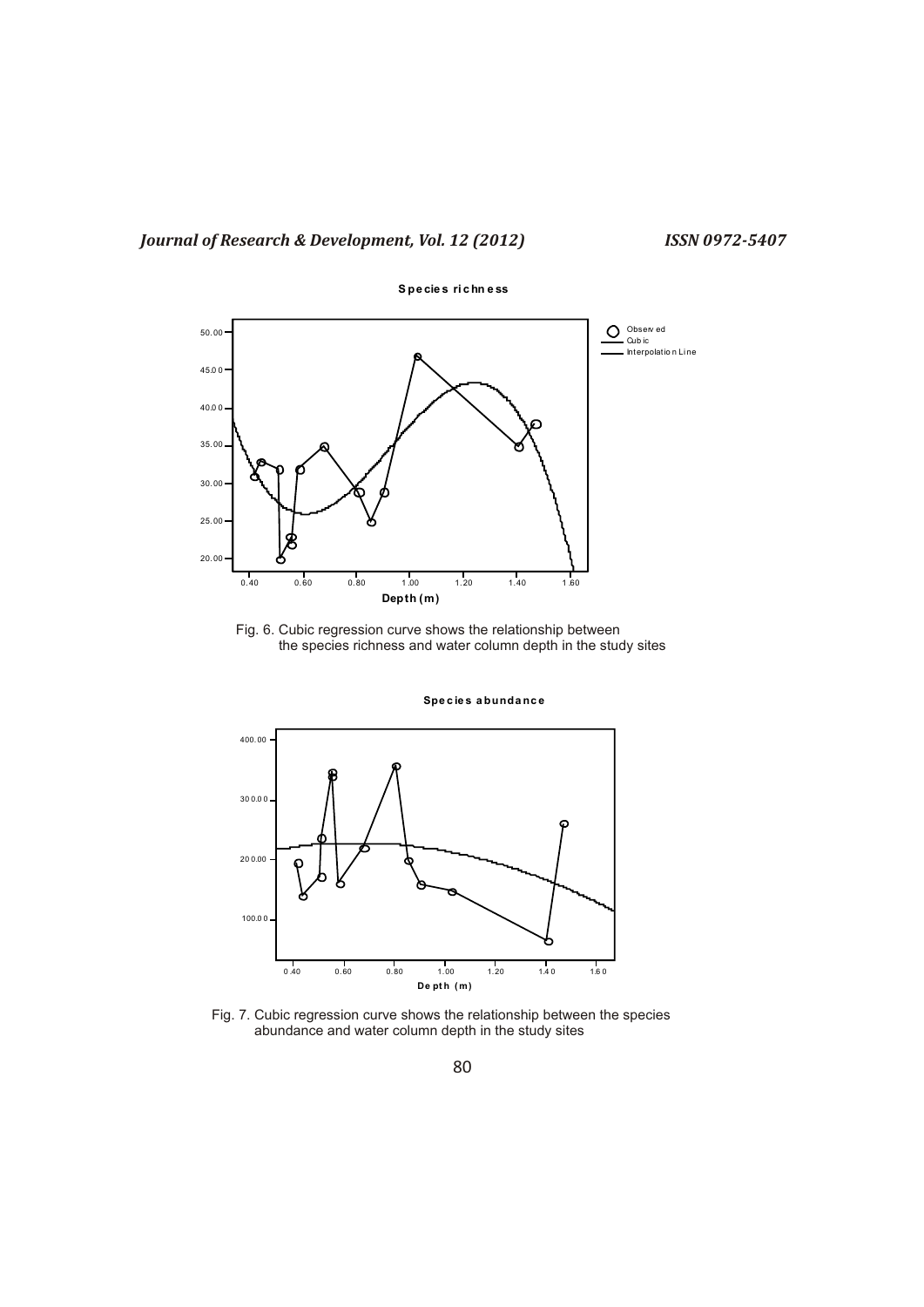Fig. 6. Cubic regression curve shows the relationship between the species richness and water column depth in the study sites

Fig. 7. Cubic regression curve shows the relationship between the species abundance and water column depth in the study sites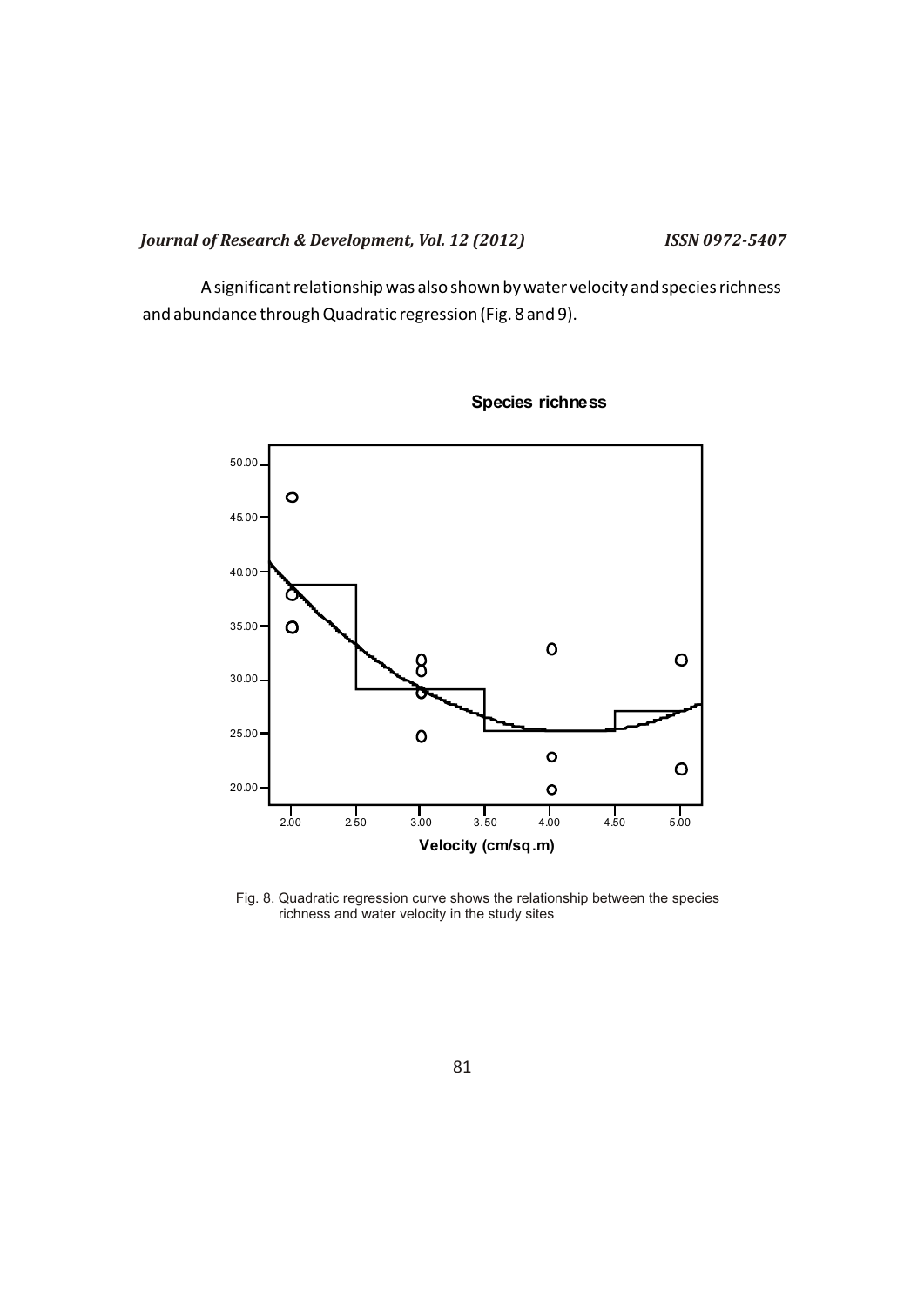A significant relationship was also shown by water velocity and species richness and abundance through Quadratic regression (Fig. 8 and 9).

Species richness

Fig. 8. Quadratic regression curve shows the relationship between the species richness and water velocity in the study sites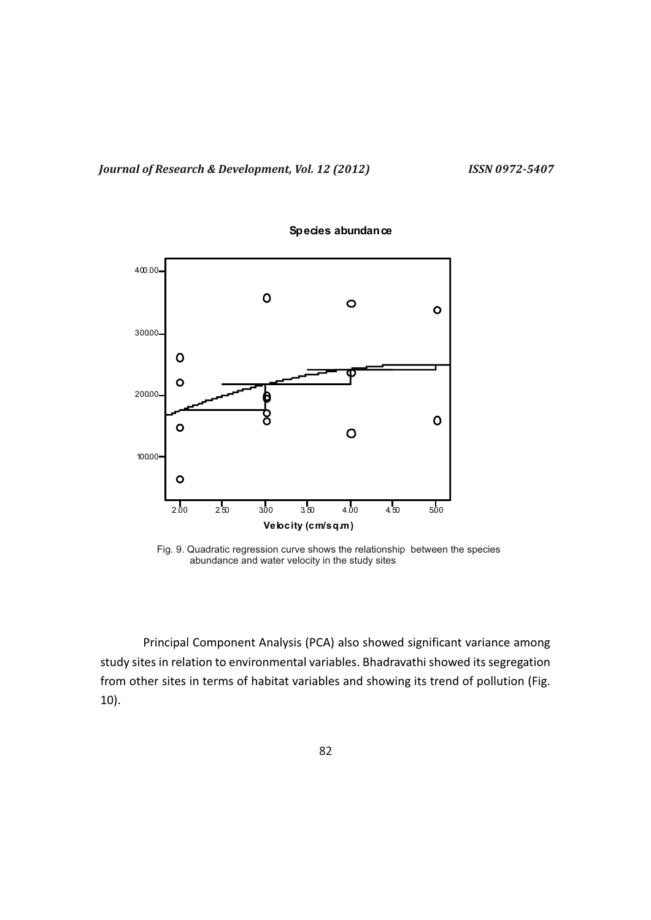Fig. 9. Quadratic regression curve shows the relationship between the species abundance and water velocity in the study sites

Principal Component Analysis (PCA) also showed significant variance among study sites in relation to environmental variables. Bhadravathi showed its segregation from other sites in terms of habitat variables and showing its trend of pollution (Fig. 10).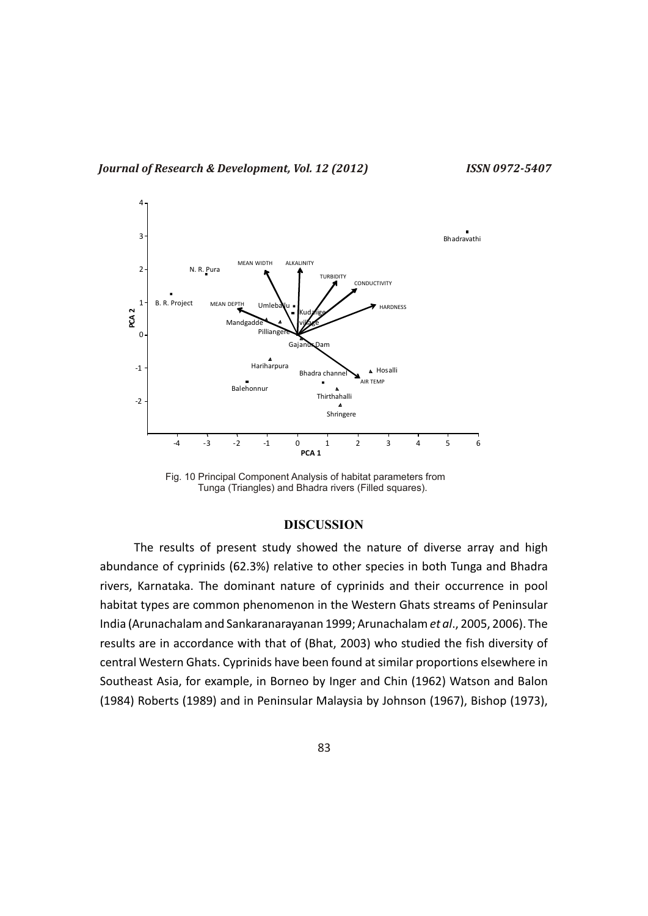Fig. 10 Principal Component Analysis of habitat parameters from Tunga (Triangles) and Bhadra rivers (Filled squares).

## DISCUSSION

The results of present study showed the nature of diverse array and high abundance of cyprinids (62.3%) relative to other species in both Tunga and Bhadra rivers, Karnataka. The dominant nature of cyprinids and their occurrence in pool habitat types are common phenomenon in the Western Ghats streams of Peninsular India (Arunachalam and Sankaranarayanan 1999; Arunachalam *et al*., 2005, 2006). The results are in accordance with that of (Bhat, 2003) who studied the fish diversity of central Western Ghats. Cyprinids have been found at similar proportions elsewhere in Southeast Asia, for example, in Borneo by Inger and Chin (1962) Watson and Balon (1984) Roberts (1989) and in Peninsular Malaysia by Johnson (1967), Bishop (1973),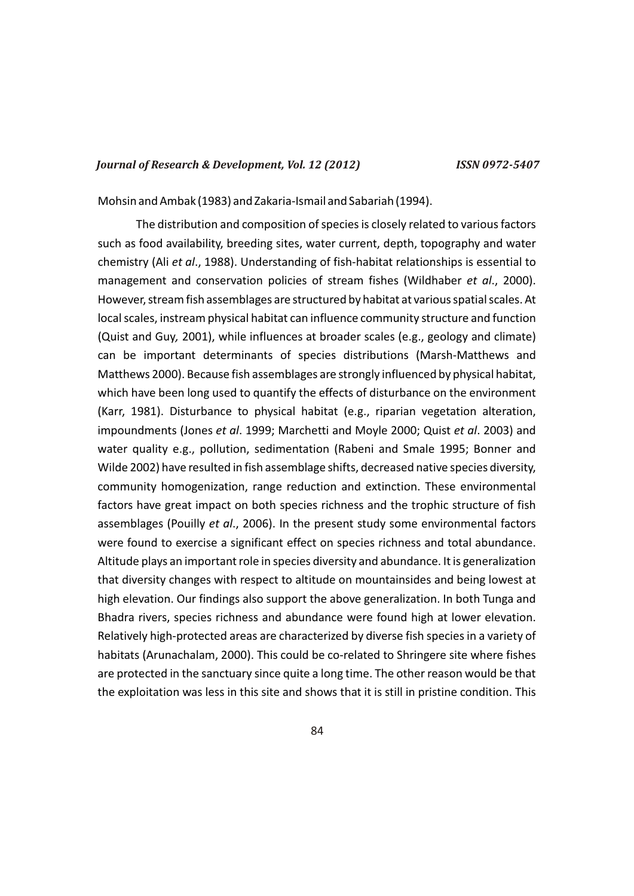Mohsin and Ambak (1983) and Zakaria-Ismail and Sabariah (1994).

The distribution and composition of species is closely related to various factors such as food availability, breeding sites, water current, depth, topography and water chemistry (Ali *et al*., 1988). Understanding of fish-habitat relationships is essential to management and conservation policies of stream fishes (Wildhaber *et al*., 2000). However, stream fish assemblages are structured by habitat at various spatial scales. At local scales, instream physical habitat can influence community structure and function (Quist and Guy, 2001), while influences at broader scales (e.g., geology and climate) can be important determinants of species distributions (Marsh-Matthews and Matthews 2000). Because fish assemblages are strongly influenced by physical habitat, which have been long used to quantify the effects of disturbance on the environment (Karr, 1981). Disturbance to physical habitat (e.g., riparian vegetation alteration, impoundments (Jones *et al*. 1999; Marchetti and Moyle 2000; Quist *et al*. 2003) and water quality e.g., pollution, sedimentation (Rabeni and Smale 1995; Bonner and Wilde 2002) have resulted in fish assemblage shifts, decreased native species diversity, community homogenization, range reduction and extinction. These environmental factors have great impact on both species richness and the trophic structure of fish assemblages (Pouilly *et al*., 2006). In the present study some environmental factors were found to exercise a significant effect on species richness and total abundance. Altitude plays an important role in species diversity and abundance. It is generalization that diversity changes with respect to altitude on mountainsides and being lowest at high elevation. Our findings also support the above generalization. In both Tunga and Bhadra rivers, species richness and abundance were found high at lower elevation. Relatively high-protected areas are characterized by diverse fish species in a variety of habitats (Arunachalam, 2000). This could be co-related to Shringere site where fishes are protected in the sanctuary since quite a long time. The other reason would be that the exploitation was less in this site and shows that it is still in pristine condition. This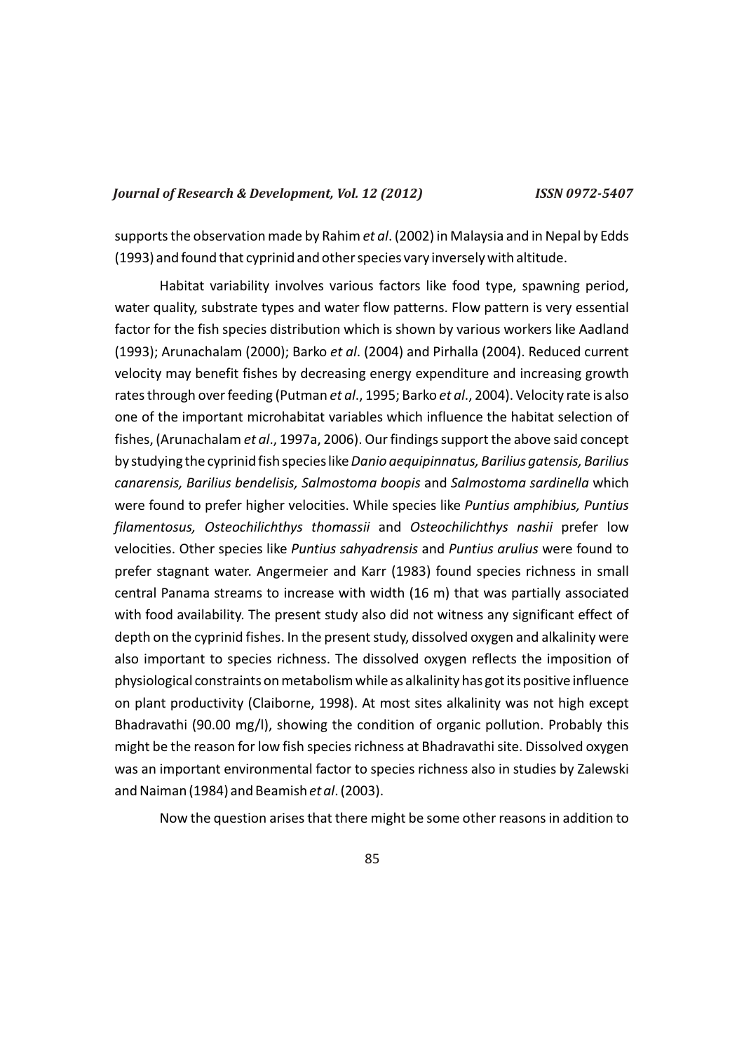supports the observation made by Rahim *et al*. (2002) in Malaysia and in Nepal by Edds (1993) and found that cyprinid and other species vary inversely with altitude.

Habitat variability involves various factors like food type, spawning period, water quality, substrate types and water flow patterns. Flow pattern is very essential factor for the fish species distribution which is shown by various workers like Aadland (1993); Arunachalam (2000); Barko *et al*. (2004) and Pirhalla (2004). Reduced current velocity may benefit fishes by decreasing energy expenditure and increasing growth rates through over feeding (Putman *et al*., 1995; Barko *et al*., 2004). Velocity rate is also one of the important microhabitat variables which influence the habitat selection of fishes, (Arunachalam *et al*., 1997a, 2006). Our findings support the above said concept by studying the cyprinid fish species like *Danio aequipinnatus, Barilius gatensis, Barilius canarensis, Barilius bendelisis, Salmostoma boopis* and *Salmostoma sardinella* which were found to prefer higher velocities. While species like *Puntius amphibius, Puntius filamentosus, Osteochilichthys thomassii* and *Osteochilichthys nashii* prefer low velocities. Other species like *Puntius sahyadrensis* and *Puntius arulius* were found to prefer stagnant water. Angermeier and Karr (1983) found species richness in small central Panama streams to increase with width (16 m) that was partially associated with food availability. The present study also did not witness any significant effect of depth on the cyprinid fishes. In the present study, dissolved oxygen and alkalinity were also important to species richness. The dissolved oxygen reflects the imposition of physiological constraints on metabolism while as alkalinity has got its positive influence on plant productivity (Claiborne, 1998). At most sites alkalinity was not high except Bhadravathi (90.00 mg/l), showing the condition of organic pollution. Probably this might be the reason for low fish species richness at Bhadravathi site. Dissolved oxygen was an important environmental factor to species richness also in studies by Zalewski and Naiman (1984) and Beamish *et al*. (2003).

Now the question arises that there might be some other reasons in addition to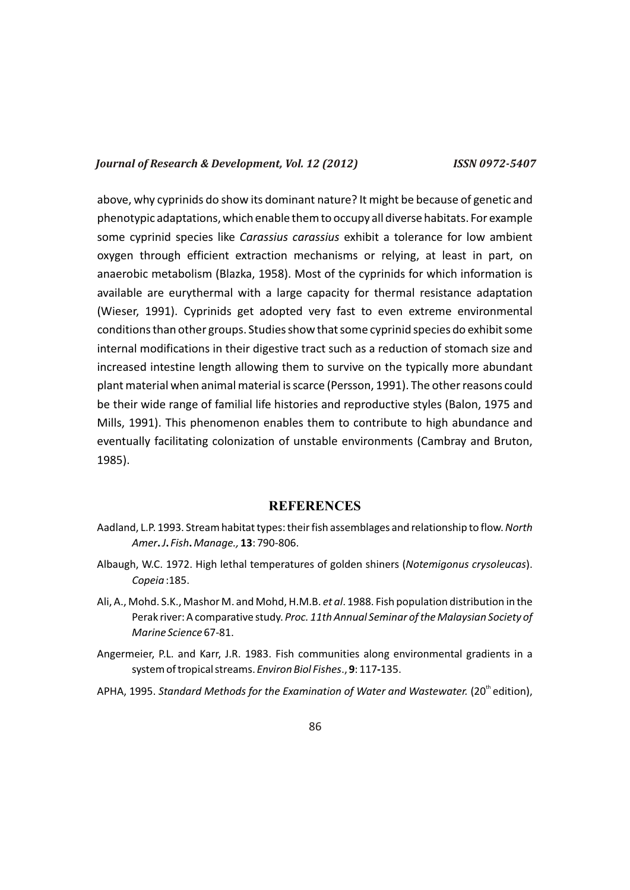above, why cyprinids do show its dominant nature? It might be because of genetic and phenotypic adaptations, which enable them to occupy all diverse habitats. For example some cyprinid species like *Carassius carassius* exhibit a tolerance for low ambient oxygen through efficient extraction mechanisms or relying, at least in part, on anaerobic metabolism (Blazka, 1958). Most of the cyprinids for which information is available are eurythermal with a large capacity for thermal resistance adaptation (Wieser, 1991). Cyprinids get adopted very fast to even extreme environmental conditions than other groups. Studies show that some cyprinid species do exhibit some internal modifications in their digestive tract such as a reduction of stomach size and increased intestine length allowing them to survive on the typically more abundant plant material when animal material is scarce (Persson, 1991). The other reasons could be their wide range of familial life histories and reproductive styles (Balon, 1975 and Mills, 1991). This phenomenon enables them to contribute to high abundance and eventually facilitating colonization of unstable environments (Cambray and Bruton, 1985).

## REFERENCES

Aadland, L.P. 1993. Stream habitat types: their fish assemblages and relationship to flow. *North Amer. J. Fish. Manage.,* **13**: 790-806.

Albaugh, W.C. 1972. High lethal temperatures of golden shiners (*Notemigonus crysoleucas*). *Copeia* :185.

Ali, A., Mohd. S.K., Mashor M. and Mohd, H.M.B. *et al*. 1988. Fish population distribution in the Perak river: A comparative study. *Proc. 11th Annual Seminar of the Malaysian Society of Marine Science* 67-81.

Angermeier, P.L. and Karr, J.R. 1983. Fish communities along environmental gradients in a system of tropical streams. *Environ Biol Fishes*., **9**: 117-135.

APHA, 1995. *Standard Methods for the Examination of Water and Wastewater.* (20th edition),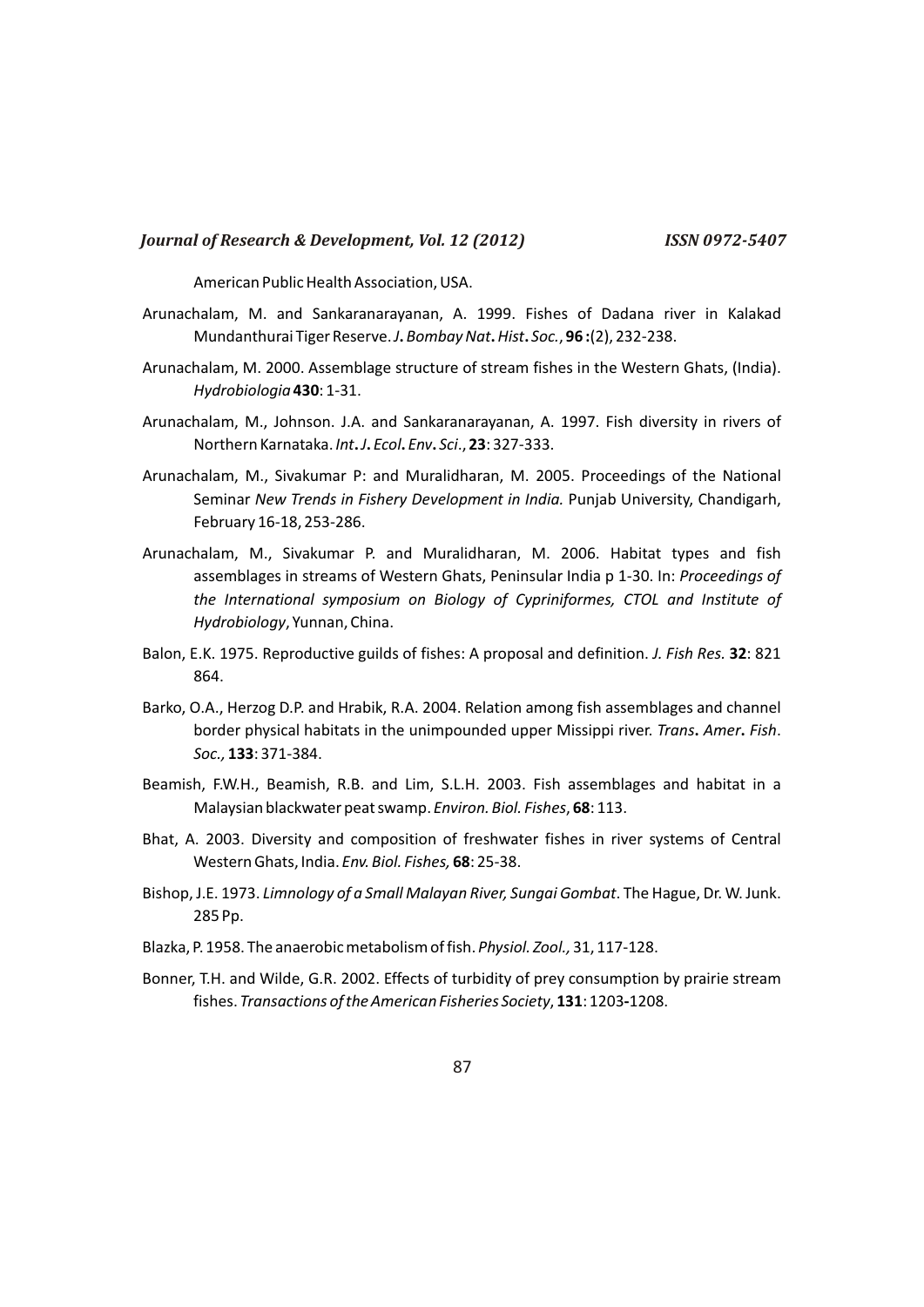American Public Health Association, USA.

Arunachalam, M. and Sankaranarayanan, A. 1999. Fishes of Dadana river in Kalakad Mundanthurai Tiger Reserve. *J. Bombay Nat. Hist. Soc.*, **96** :(2), 232-238.

Arunachalam, M. 2000. Assemblage structure of stream fishes in the Western Ghats, (India). *Hydrobiologia* **430**: 1-31.

Arunachalam, M., Johnson. J.A. and Sankaranarayanan, A. 1997. Fish diversity in rivers of Northern Karnataka. *Int. J. Ecol. Env. Sci.*, **23**: 327-333.

Arunachalam, M., Sivakumar P: and Muralidharan, M. 2005. Proceedings of the National Seminar *New Trends in Fishery Development in India.* Punjab University, Chandigarh, February 16-18, 253-286.

Arunachalam, M., Sivakumar P. and Muralidharan, M. 2006. Habitat types and fish assemblages in streams of Western Ghats, Peninsular India p 1-30. In: *Proceedings of the International symposium on Biology of Cypriniformes, CTOL and Institute of Hydrobiology*, Yunnan, China.

Balon, E.K. 1975. Reproductive guilds of fishes: A proposal and definition. *J. Fish Res.* **32**: 821 864.

Barko, O.A., Herzog D.P. and Hrabik, R.A. 2004. Relation among fish assemblages and channel border physical habitats in the unimpounded upper Missipi river. *Trans. Amer. Fish. Soc.,* **133**: 371-384.

Beamish, F.W.H., Beamish, R.B. and Lim, S.L.H. 2003. Fish assemblages and habitat in a Malaysian blackwater peat swamp. *Environ. Biol. Fishes*, **68**: 113.

Bhat, A. 2003. Diversity and composition of freshwater fishes in river systems of Central Western Ghats, India. *Env. Biol. Fishes,* **68**: 25-38.

Bishop, J.E. 1973. *Limnology of a Small Malayan River, Sungai Gombat*. The Hague, Dr. W. Junk. 285 Pp.

Blazka, P. 1958. The anaerobic metabolism of fish. *Physiol. Zool.,* 31, 117-128.

Bonner, T.H. and Wilde, G.R. 2002. Effects of turbidity of prey consumption by prairie stream fishes. *Transactions of the American Fisheries Society*, **131**: 1203-1208.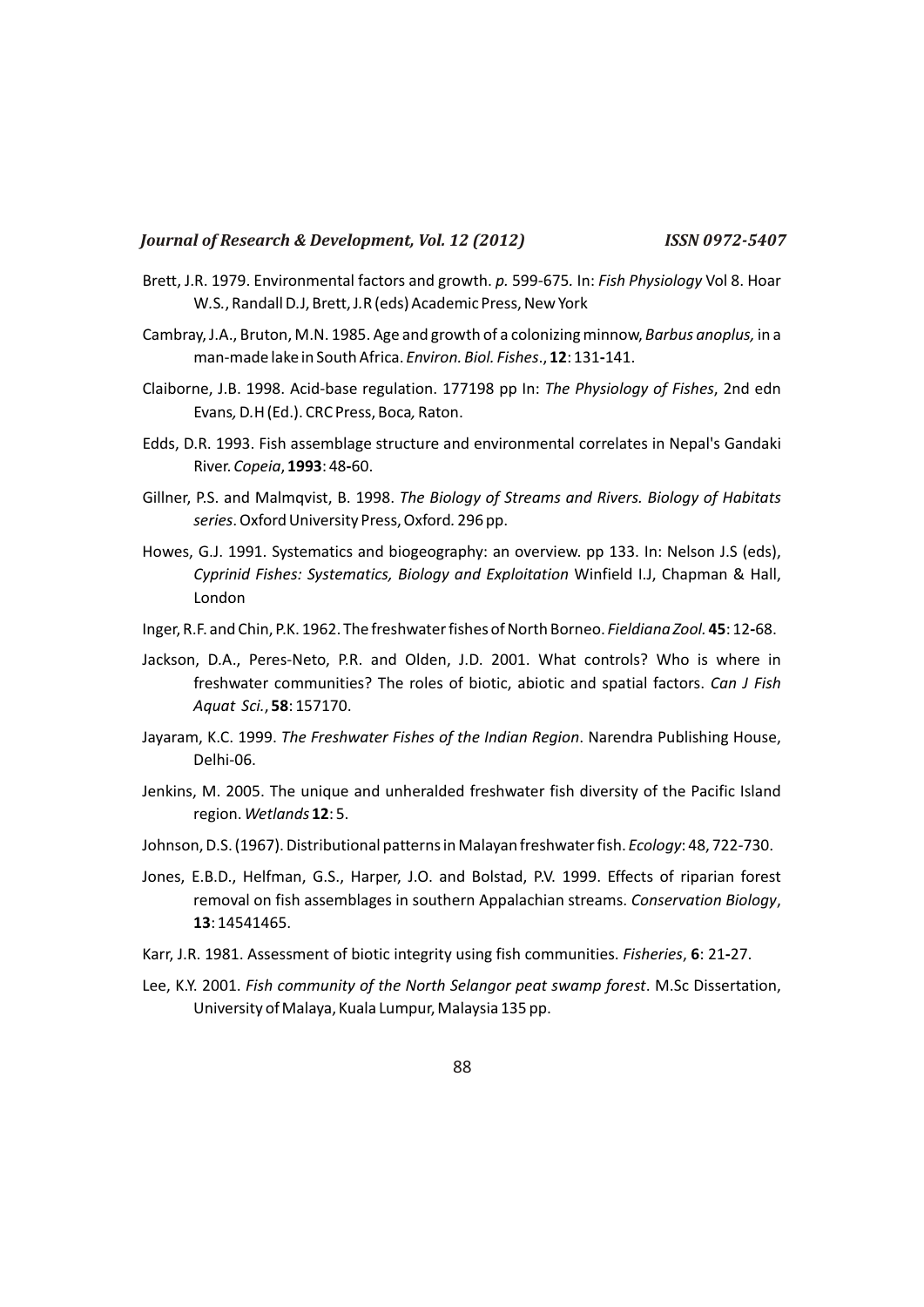Brett, J.R. 1979. Environmental factors and growth. *p.* 599-675. In: *Fish Physiology* Vol 8. Hoar W.S., Randall D.J, Brett, J.R (eds) Academic Press, New York

Cambray, J.A., Bruton, M.N. 1985. Age and growth of a colonizing minnow, *Barbus anoplus,* in a man-made lake in South Africa. *Environ. Biol. Fishes*., **12**: 131-141.

Claiborne, J.B. 1998. Acid-base regulation. 177198 pp In: *The Physiology of Fishes*, 2nd edn Evans, D.H (Ed.). CRC Press, Boca, Raton.

Edds, D.R. 1993. Fish assemblage structure and environmental correlates in Nepal's Gandaki River. *Copeia*, **1993**: 48-60.

Gillner, P.S. and Malmqvist, B. 1998. *The Biology of Streams and Rivers. Biology of Habitats series*. Oxford University Press, Oxford. 296 pp.

Howes, G.J. 1991. Systematics and biogeography: an overview. pp 133. In: Nelson J.S (eds), *Cyprinid Fishes: Systematics, Biology and Exploitation* Winfield I.J, Chapman & Hall, London

Inger, R.F. and Chin, P.K. 1962. The freshwater fishes of North Borneo. *Fieldiana Zool.* **45**: 12-68.

Jackson, D.A., Peres-Neto, P.R. and Olden, J.D. 2001. What controls? Who is where in freshwater communities? The roles of biotic, abiotic and spatial factors. *Can J Fish Aquat Sci.*, **58**: 157170.

Jayaram, K.C. 1999. *The Freshwater Fishes of the Indian Region*. Narendra Publishing House, Delhi-06.

Jenkins, M. 2005. The unique and unheralded freshwater fish diversity of the Pacific Island region. *Wetlands* **12**: 5.

Johnson, D.S. (1967). Distributional patterns in Malayan freshwater fish. *Ecology*: 48, 722-730.

Jones, E.B.D., Helfman, G.S., Harper, J.O. and Bolstad, P.V. 1999. Effects of riparian forest removal on fish assemblages in southern Appalachian streams. *Conservation Biology*, **13**: 14541465.

Karr, J.R. 1981. Assessment of biotic integrity using fish communities. *Fisheries*, **6**: 21-27.

Lee, K.Y. 2001. *Fish community of the North Selangor peat swamp forest*. M.Sc Dissertation, University of Malaya, Kuala Lumpur, Malaysia 135 pp.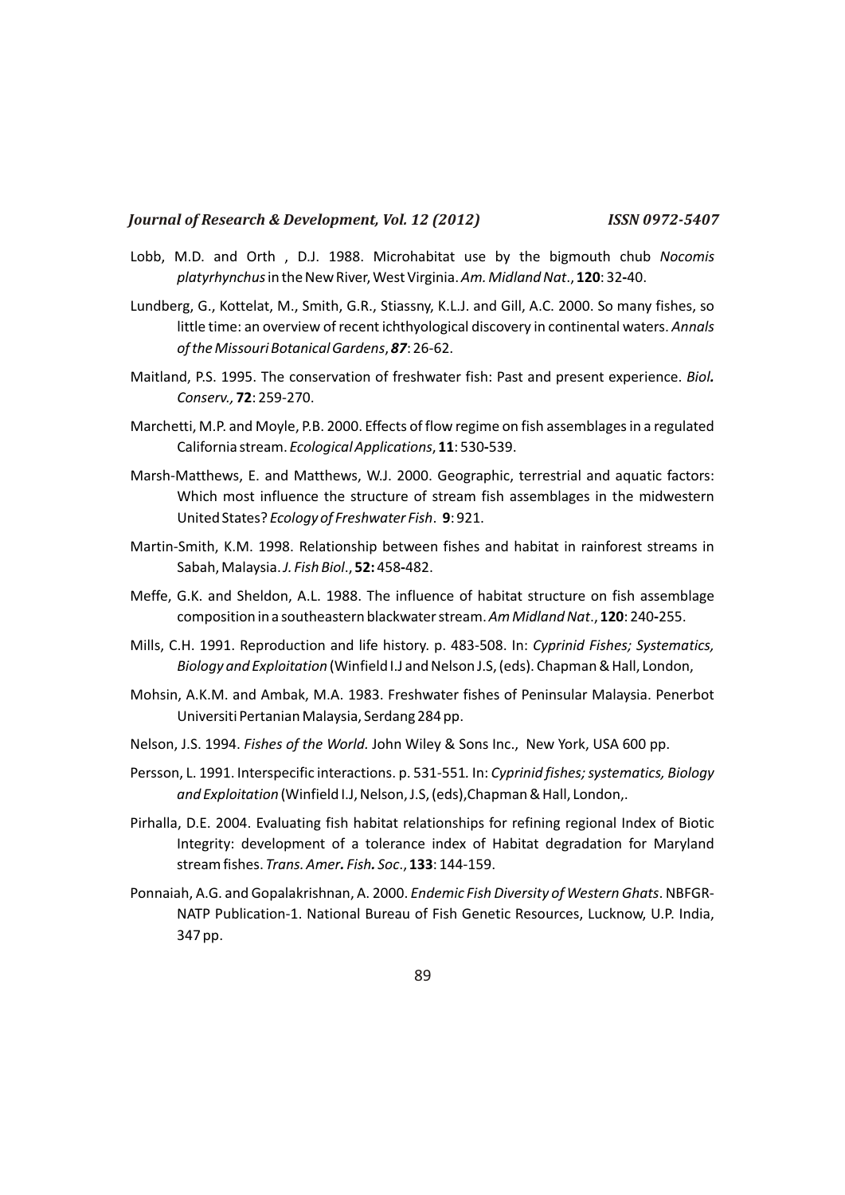Lobb, M.D. and Orth , D.J. 1988. Microhabitat use by the bigmouth chub *Nocomis platyrhynchus* in the New River, West Virginia. *Am. Midland Nat*., **120**: 32-40.

Lundberg, G., Kottelat, M., Smith, G.R., Stiassny, K.L.J. and Gill, A.C. 2000. So many fishes, so little time: an overview of recent ichthyological discovery in continental waters. *Annals of the Missouri Botanical Gardens*, ***87***: 26-62.

Maitland, P.S. 1995. The conservation of freshwater fish: Past and present experience. *Biol. Conserv.,* **72**: 259-270.

Marchetti, M.P. and Moyle, P.B. 2000. Effects of flow regime on fish assemblages in a regulated California stream. *Ecological Applications*, **11**: 530-539.

Marsh-Matthews, E. and Matthews, W.J. 2000. Geographic, terrestrial and aquatic factors: Which most influence the structure of stream fish assemblages in the midwestern United States? *Ecology of Freshwater Fish*. **9**: 921.

Martin-Smith, K.M. 1998. Relationship between fishes and habitat in rainforest streams in Sabah, Malaysia. *J. Fish Biol*., **52:** 458-482.

Meffe, G.K. and Sheldon, A.L. 1988. The influence of habitat structure on fish assemblage composition in a southeastern blackwater stream. *Am Midland Nat*., **120**: 240-255.

Mills, C.H. 1991. Reproduction and life history. p. 483-508. In: *Cyprinid Fishes; Systematics, Biology and Exploitation* (Winfield I.J and Nelson J.S, (eds). Chapman & Hall, London,

Mohsin, A.K.M. and Ambak, M.A. 1983. Freshwater fishes of Peninsular Malaysia. Penerbot Universiti Pertanian Malaysia, Serdang 284 pp.

Nelson, J.S. 1994. *Fishes of the World.* John Wiley & Sons Inc., New York, USA 600 pp.

Persson, L. 1991. Interspecific interactions. p. 531-551. In: *Cyprinid fishes; systematics, Biology and Exploitation* (Winfield I.J, Nelson, J.S, (eds),Chapman & Hall, London,.

Pirhalla, D.E. 2004. Evaluating fish habitat relationships for refining regional Index of Biotic Integrity: development of a tolerance index of Habitat degradation for Maryland stream fishes. *Trans. Amer. Fish. Soc*., **133**: 144-159.

Ponnaiah, A.G. and Gopalakrishnan, A. 2000. *Endemic Fish Diversity of Western Ghats*. NBFGR-NATP Publication-1. National Bureau of Fish Genetic Resources, Lucknow, U.P. India, 347 pp.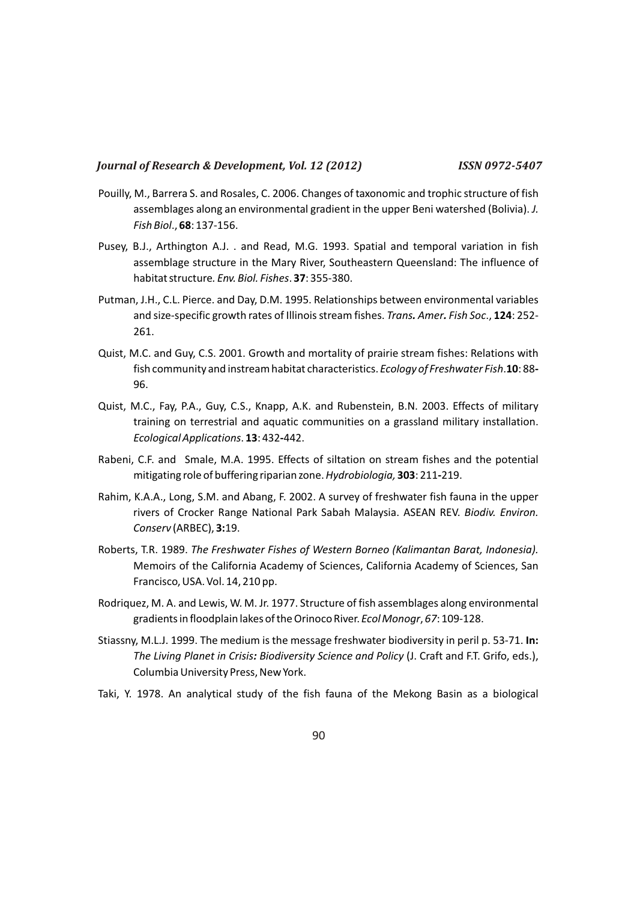Pouilly, M., Barrera S. and Rosales, C. 2006. Changes of taxonomic and trophic structure of fish assemblages along an environmental gradient in the upper Beni watershed (Bolivia). *J. Fish Biol*., **68**: 137-156.

Pusey, B.J., Arthington A.J. . and Read, M.G. 1993. Spatial and temporal variation in fish assemblage structure in the Mary River, Southeastern Queensland: The influence of habitat structure. *Env. Biol. Fishes*. **37**: 355-380.

Putman, J.H., C.L. Pierce. and Day, D.M. 1995. Relationships between environmental variables and size-specific growth rates of Illinois stream fishes. *Trans. Amer. Fish Soc*., **124**: 252-261.

Quist, M.C. and Guy, C.S. 2001. Growth and mortality of prairie stream fishes: Relations with fish community and instream habitat characteristics. *Ecology of Freshwater Fish*.**10**: 88-96.

Quist, M.C., Fay, P.A., Guy, C.S., Knapp, A.K. and Rubenstein, B.N. 2003. Effects of military training on terrestrial and aquatic communities on a grassland military installation. *Ecological Applications*. **13**: 432-442.

Rabeni, C.F. and Smale, M.A. 1995. Effects of siltation on stream fishes and the potential mitigating role of buffering riparian zone. *Hydrobiologia,* **303**: 211-219.

Rahim, K.A.A., Long, S.M. and Abang, F. 2002. A survey of freshwater fish fauna in the upper rivers of Crocker Range National Park Sabah Malaysia. ASEAN REV. *Biodiv. Environ. Conserv* (ARBEC), **3:**19.

Roberts, T.R. 1989. *The Freshwater Fishes of Western Borneo (Kalimantan Barat, Indonesia).* Memoirs of the California Academy of Sciences, California Academy of Sciences, San Francisco, USA. Vol. 14, 210 pp.

Rodriquez, M. A. and Lewis, W. M. Jr. 1977. Structure of fish assemblages along environmental gradients in floodplain lakes of the Orinoco River. *Ecol Monogr*, *67*: 109-128.

Stiassny, M.L.J. 1999. The medium is the message freshwater biodiversity in peril p. 53-71. **In:** *The Living Planet in Crisis: Biodiversity Science and Policy* (J. Craft and F.T. Grifo, eds.), Columbia University Press, New York.

Taki, Y. 1978. An analytical study of the fish fauna of the Mekong Basin as a biological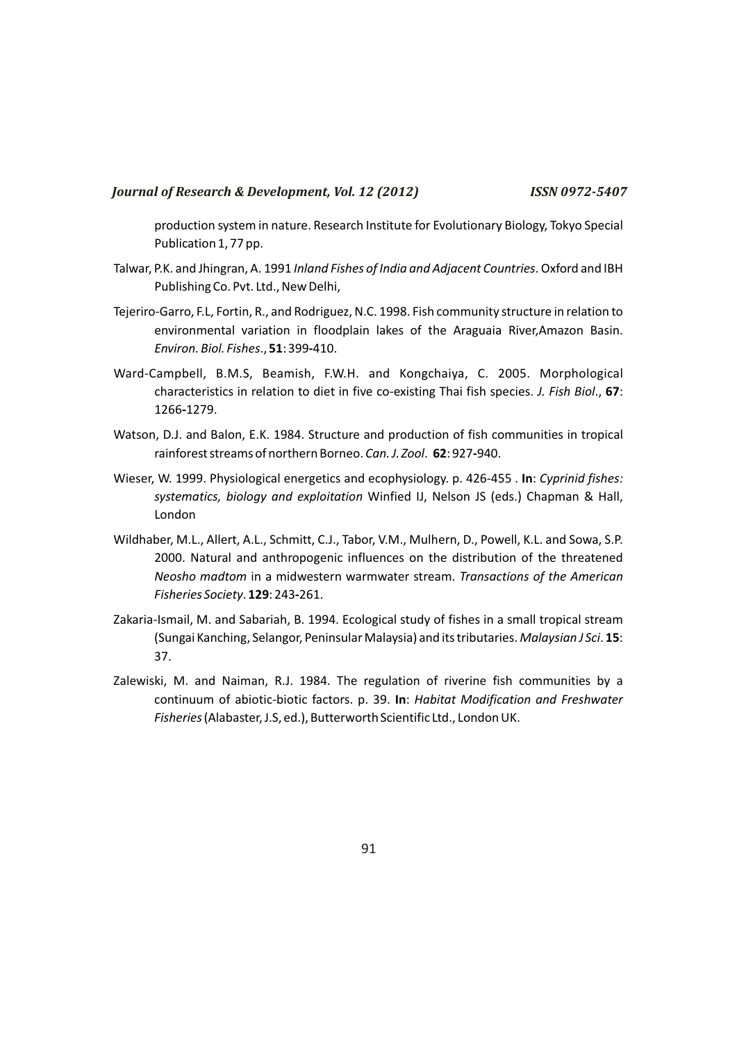production system in nature. Research Institute for Evolutionary Biology, Tokyo Special Publication 1, 77 pp.

Talwar, P.K. and Jhingran, A. 1991 *Inland Fishes of India and Adjacent Countries*. Oxford and IBH Publishing Co. Pvt. Ltd., New Delhi,

Tejeriro-Garro, F.L, Fortin, R., and Rodriguez, N.C. 1998. Fish community structure in relation to environmental variation in floodplain lakes of the Araguaia River,Amazon Basin. *Environ. Biol. Fishes*., **51**: 399-410.

Ward-Campbell, B.M.S, Beamish, F.W.H. and Kongchaiya, C. 2005. Morphological characteristics in relation to diet in five co-existing Thai fish species. *J. Fish Biol*., **67**: 1266-1279.

Watson, D.J. and Balon, E.K. 1984. Structure and production of fish communities in tropical rainforest streams of northern Borneo. *Can. J. Zool*. **62**: 927-940.

Wieser, W. 1999. Physiological energetics and ecophysiology. p. 426-455 . **In**: *Cyprinid fishes: systematics, biology and exploitation* Winfied IJ, Nelson JS (eds.) Chapman & Hall, London

Wildhaber, M.L., Allert, A.L., Schmitt, C.J., Tabor, V.M., Mulhern, D., Powell, K.L. and Sowa, S.P. 2000. Natural and anthropogenic influences on the distribution of the threatened *Neosho madtom* in a midwestern warmwater stream. *Transactions of the American Fisheries Society*. **129**: 243-261.

Zakaria-Ismail, M. and Sabariah, B. 1994. Ecological study of fishes in a small tropical stream (Sungai Kanching, Selangor, Peninsular Malaysia) and its tributaries. *Malaysian J Sci*. **15**: 37.

Zalewiski, M. and Naiman, R.J. 1984. The regulation of riverine fish communities by a continuum of abiotic-biotic factors. p. 39. **In**: *Habitat Modification and Freshwater Fisheries* (Alabaster, J.S, ed.), Butterworth Scientific Ltd., London UK.